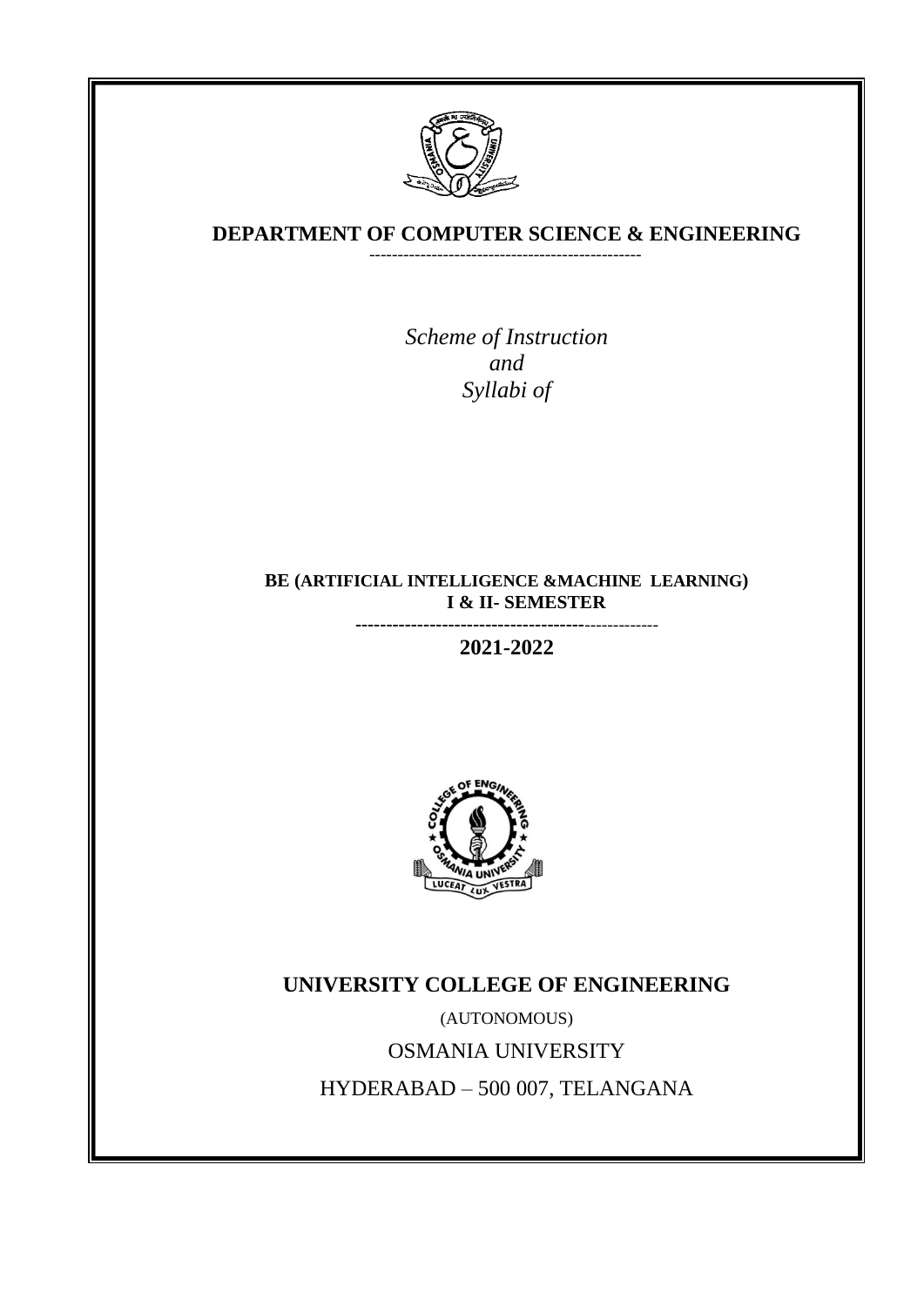# DEPARTMENT OF COMPUTER SCIENCE & ENGINEERING

*Scheme of Instruction*
*and*
*Syllabi of*

**BE (ARTIFICIAL INTELLIGENCE &MACHINE LEARNING)**
**I & II- SEMESTER**

**2021-2022**

**UNIVERSITY COLLEGE OF ENGINEERING**

(AUTONOMOUS)

OSMANIA UNIVERSITY

HYDERABAD – 500 007, TELANGANA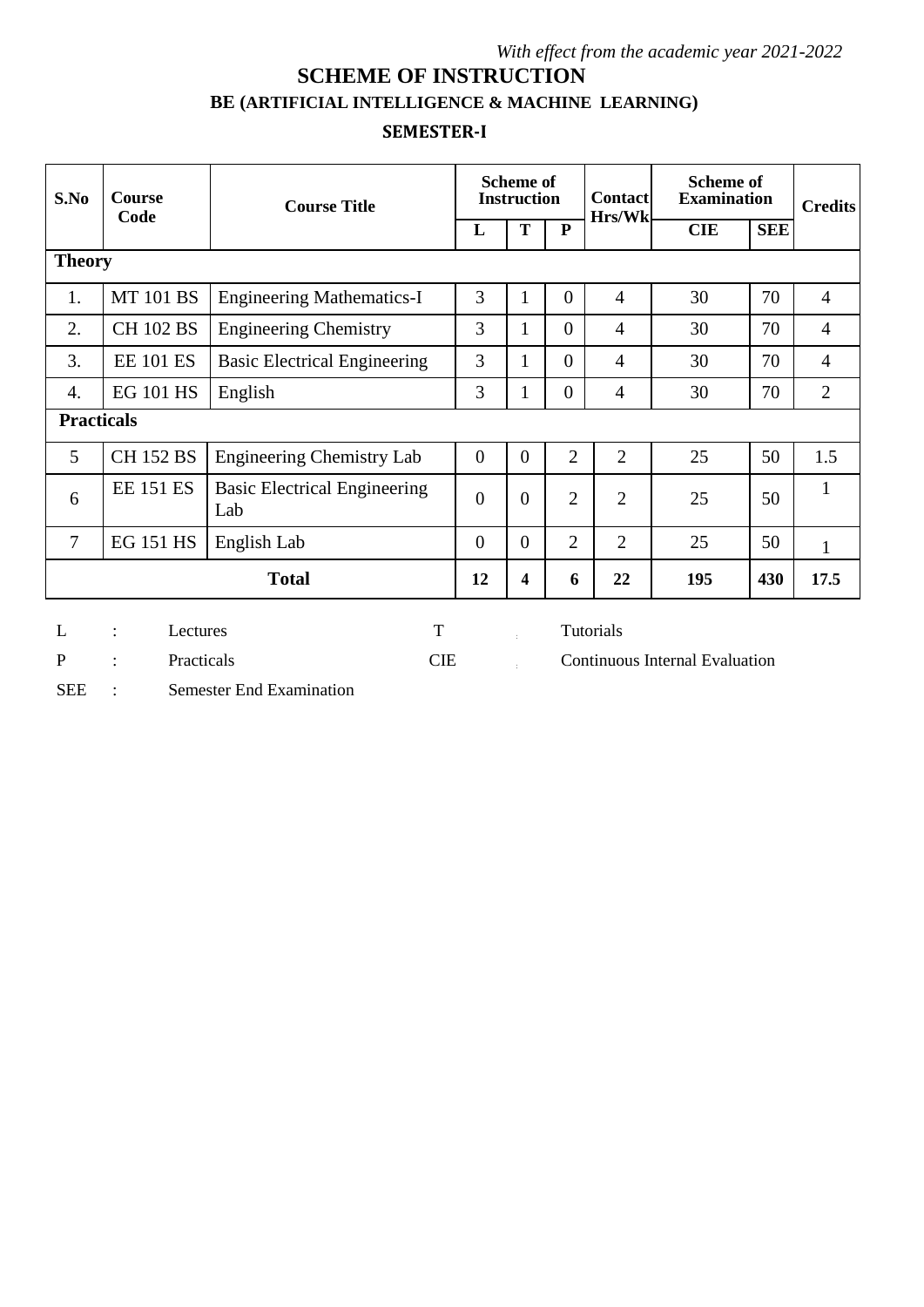*With effect from the academic year 2021-2022*

# SCHEME OF INSTRUCTION

## BE (ARTIFICIAL INTELLIGENCE & MACHINE LEARNING)

### SEMESTER-I

| S.No | Course Code | Course Title | Scheme of Instruction | | | Contact Hrs/Wk | Scheme of Examination | | Credits |
|---|---|---|---|---|---|---|---|---|---|
| | | | L | T | P | | CIE | SEE | |
| **Theory** | | | | | | | | | |
| 1. | MT 101 BS | Engineering Mathematics-I | 3 | 1 | 0 | 4 | 30 | 70 | 4 |
| 2. | CH 102 BS | Engineering Chemistry | 3 | 1 | 0 | 4 | 30 | 70 | 4 |
| 3. | EE 101 ES | Basic Electrical Engineering | 3 | 1 | 0 | 4 | 30 | 70 | 4 |
| 4. | EG 101 HS | English | 3 | 1 | 0 | 4 | 30 | 70 | 2 |
| **Practicals** | | | | | | | | | |
| 5 | CH 152 BS | Engineering Chemistry Lab | 0 | 0 | 2 | 2 | 25 | 50 | 1.5 |
| 6 | EE 151 ES | Basic Electrical Engineering Lab | 0 | 0 | 2 | 2 | 25 | 50 | 1 |
| 7 | EG 151 HS | English Lab | 0 | 0 | 2 | 2 | 25 | 50 | 1 |
| | | **Total** | **12** | **4** | **6** | **22** | **195** | **430** | **17.5** |

L : Lectures  
T : Tutorials  
P : Practicals  
CIE : Continuous Internal Evaluation  
SEE : Semester End Examination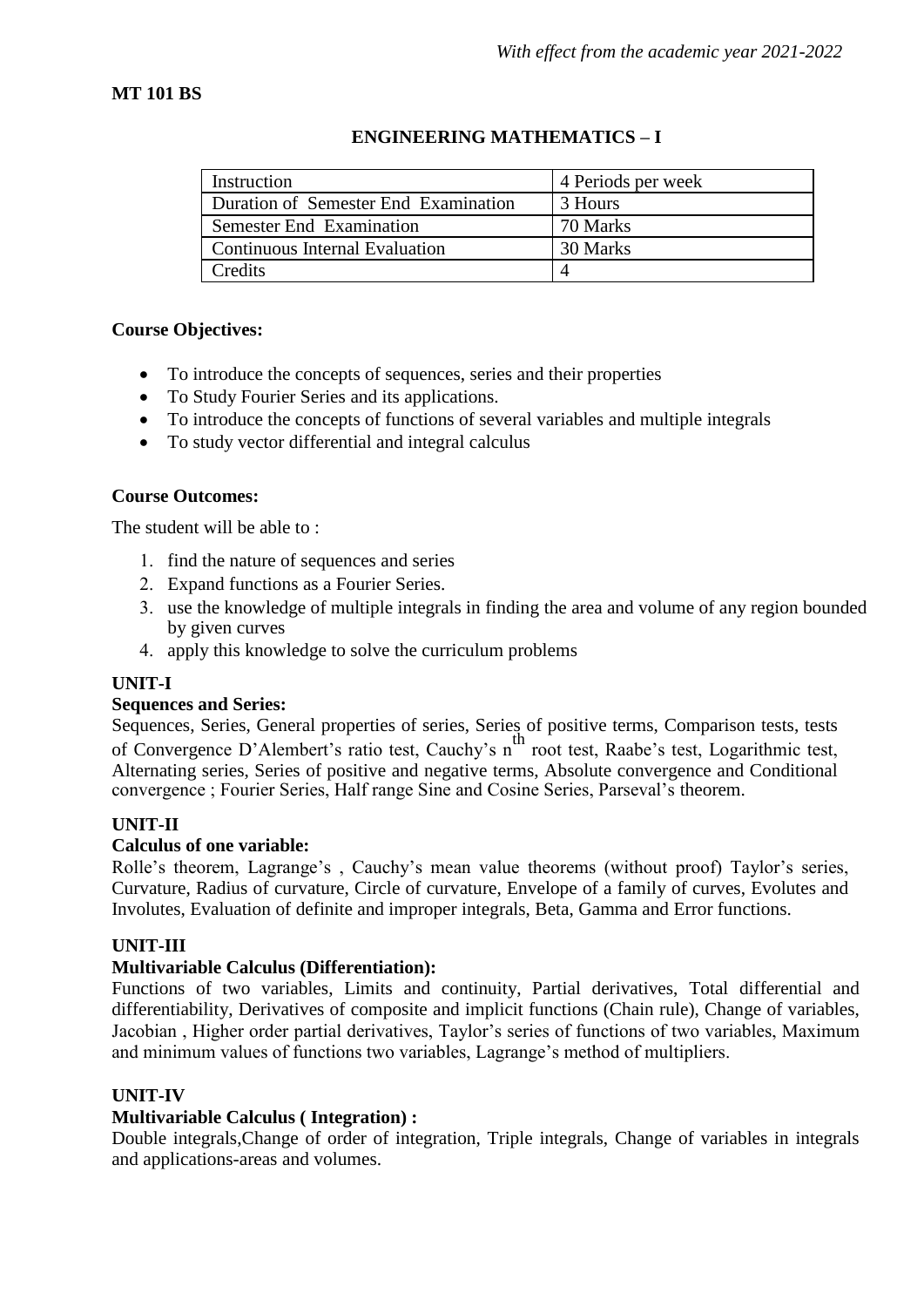*With effect from the academic year 2021-2022*

**MT 101 BS**

## ENGINEERING MATHEMATICS – I

| Instruction | 4 Periods per week |
|---|---|
| Duration of Semester End Examination | 3 Hours |
| Semester End Examination | 70 Marks |
| Continuous Internal Evaluation | 30 Marks |
| Credits | 4 |

**Course Objectives:**

- To introduce the concepts of sequences, series and their properties
- To Study Fourier Series and its applications.
- To introduce the concepts of functions of several variables and multiple integrals
- To study vector differential and integral calculus

**Course Outcomes:**

The student will be able to :

1. find the nature of sequences and series
2. Expand functions as a Fourier Series.
3. use the knowledge of multiple integrals in finding the area and volume of any region bounded by given curves
4. apply this knowledge to solve the curriculum problems

**UNIT-I**

**Sequences and Series:**

Sequences, Series, General properties of series, Series of positive terms, Comparison tests, tests of Convergence D'Alembert's ratio test, Cauchy's $n^{th}$ root test, Raabe's test, Logarithmic test, Alternating series, Series of positive and negative terms, Absolute convergence and Conditional convergence ; Fourier Series, Half range Sine and Cosine Series, Parseval's theorem.

**UNIT-II**

**Calculus of one variable:**

Rolle's theorem, Lagrange's , Cauchy's mean value theorems (without proof) Taylor's series, Curvature, Radius of curvature, Circle of curvature, Envelope of a family of curves, Evolutes and Involutes, Evaluation of definite and improper integrals, Beta, Gamma and Error functions.

**UNIT-III**

**Multivariable Calculus (Differentiation):**

Functions of two variables, Limits and continuity, Partial derivatives, Total differential and differentiability, Derivatives of composite and implicit functions (Chain rule), Change of variables, Jacobian , Higher order partial derivatives, Taylor's series of functions of two variables, Maximum and minimum values of functions two variables, Lagrange's method of multipliers.

**UNIT-IV**

**Multivariable Calculus ( Integration) :**

Double integrals,Change of order of integration, Triple integrals, Change of variables in integrals and applications-areas and volumes.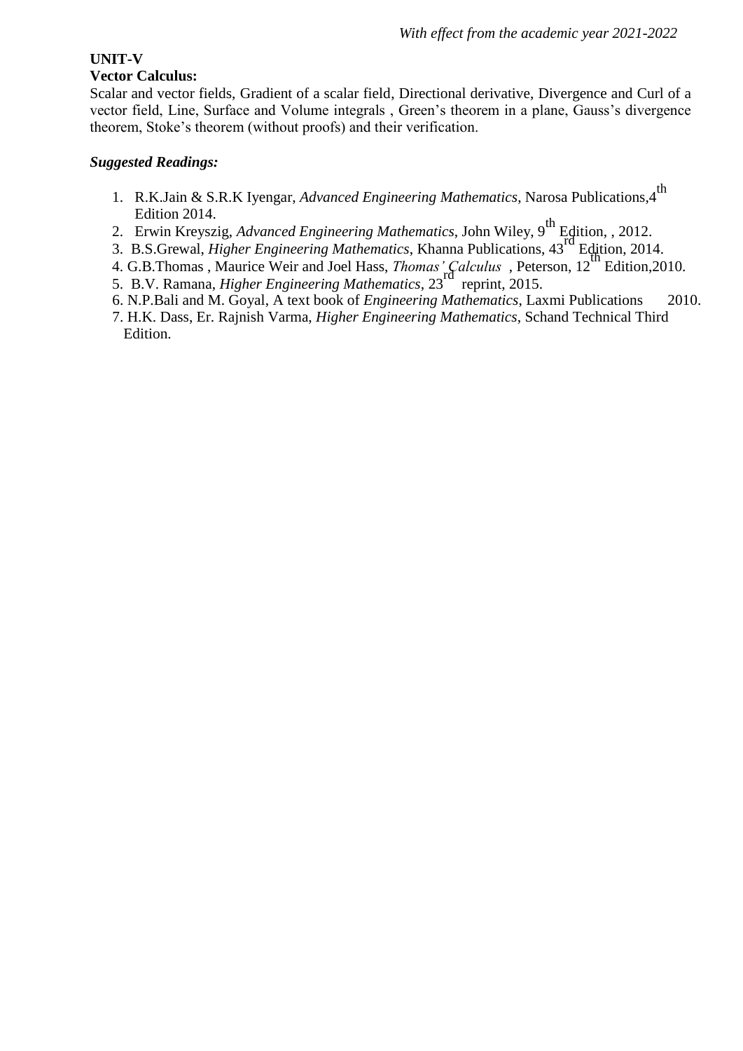**UNIT-V**

**Vector Calculus:**

Scalar and vector fields, Gradient of a scalar field, Directional derivative, Divergence and Curl of a vector field, Line, Surface and Volume integrals , Green's theorem in a plane, Gauss's divergence theorem, Stoke's theorem (without proofs) and their verification.

***Suggested Readings:***

1. R.K.Jain & S.R.K Iyengar, *Advanced Engineering Mathematics*, Narosa Publications,4th Edition 2014.
2. Erwin Kreyszig, *Advanced Engineering Mathematics*, John Wiley, 9th Edition, , 2012.
3. B.S.Grewal, *Higher Engineering Mathematics*, Khanna Publications, 43rd Edition, 2014.
4. G.B.Thomas , Maurice Weir and Joel Hass, *Thomas' Calculus* , Peterson, 12th Edition,2010.
5. B.V. Ramana, *Higher Engineering Mathematics*, 23rd reprint, 2015.
6. N.P.Bali and M. Goyal, A text book of *Engineering Mathematics*, Laxmi Publications 2010.
7. H.K. Dass, Er. Rajnish Varma, *Higher Engineering Mathematics*, Schand Technical Third Edition.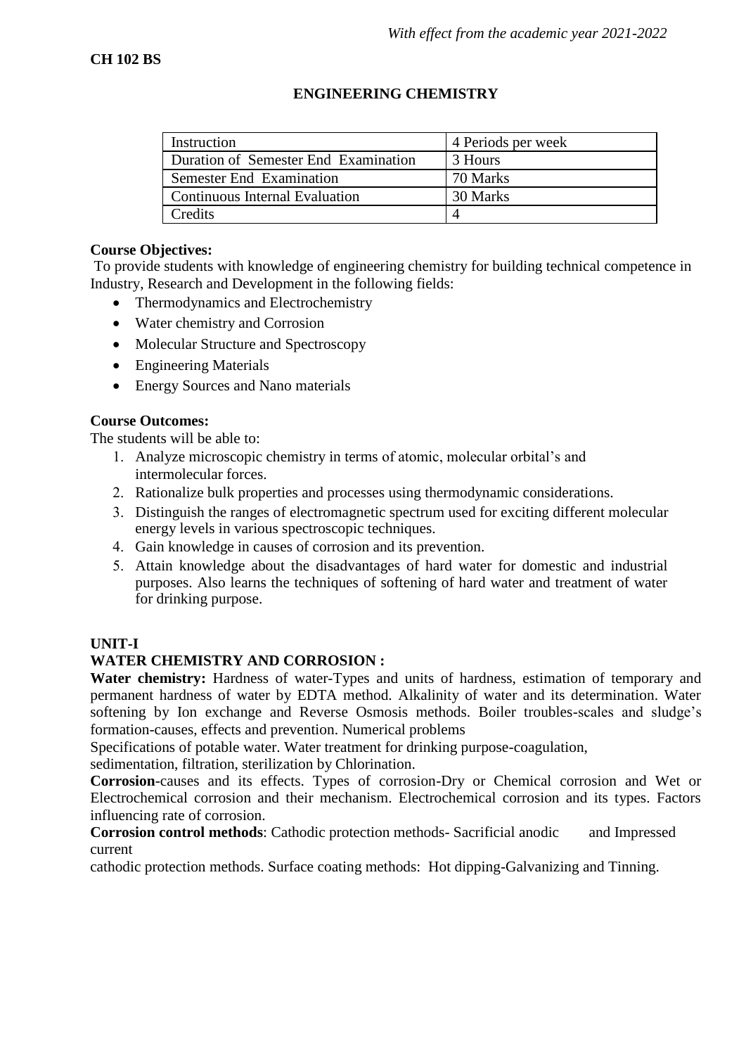*With effect from the academic year 2021-2022*

**CH 102 BS**

# ENGINEERING CHEMISTRY

| Instruction | 4 Periods per week |
|---|---|
| Duration of Semester End Examination | 3 Hours |
| Semester End Examination | 70 Marks |
| Continuous Internal Evaluation | 30 Marks |
| Credits | 4 |

**Course Objectives:**

To provide students with knowledge of engineering chemistry for building technical competence in Industry, Research and Development in the following fields:

- Thermodynamics and Electrochemistry
- Water chemistry and Corrosion
- Molecular Structure and Spectroscopy
- Engineering Materials
- Energy Sources and Nano materials

**Course Outcomes:**

The students will be able to:

1. Analyze microscopic chemistry in terms of atomic, molecular orbital's and intermolecular forces.
2. Rationalize bulk properties and processes using thermodynamic considerations.
3. Distinguish the ranges of electromagnetic spectrum used for exciting different molecular energy levels in various spectroscopic techniques.
4. Gain knowledge in causes of corrosion and its prevention.
5. Attain knowledge about the disadvantages of hard water for domestic and industrial purposes. Also learns the techniques of softening of hard water and treatment of water for drinking purpose.

**UNIT-I**

**WATER CHEMISTRY AND CORROSION :**

**Water chemistry:** Hardness of water-Types and units of hardness, estimation of temporary and permanent hardness of water by EDTA method. Alkalinity of water and its determination. Water softening by Ion exchange and Reverse Osmosis methods. Boiler troubles-scales and sludge's formation-causes, effects and prevention. Numerical problems

Specifications of potable water. Water treatment for drinking purpose-coagulation, sedimentation, filtration, sterilization by Chlorination.

**Corrosion**-causes and its effects. Types of corrosion-Dry or Chemical corrosion and Wet or Electrochemical corrosion and their mechanism. Electrochemical corrosion and its types. Factors influencing rate of corrosion.

**Corrosion control methods**: Cathodic protection methods- Sacrificial anodic and Impressed current cathodic protection methods. Surface coating methods: Hot dipping-Galvanizing and Tinning.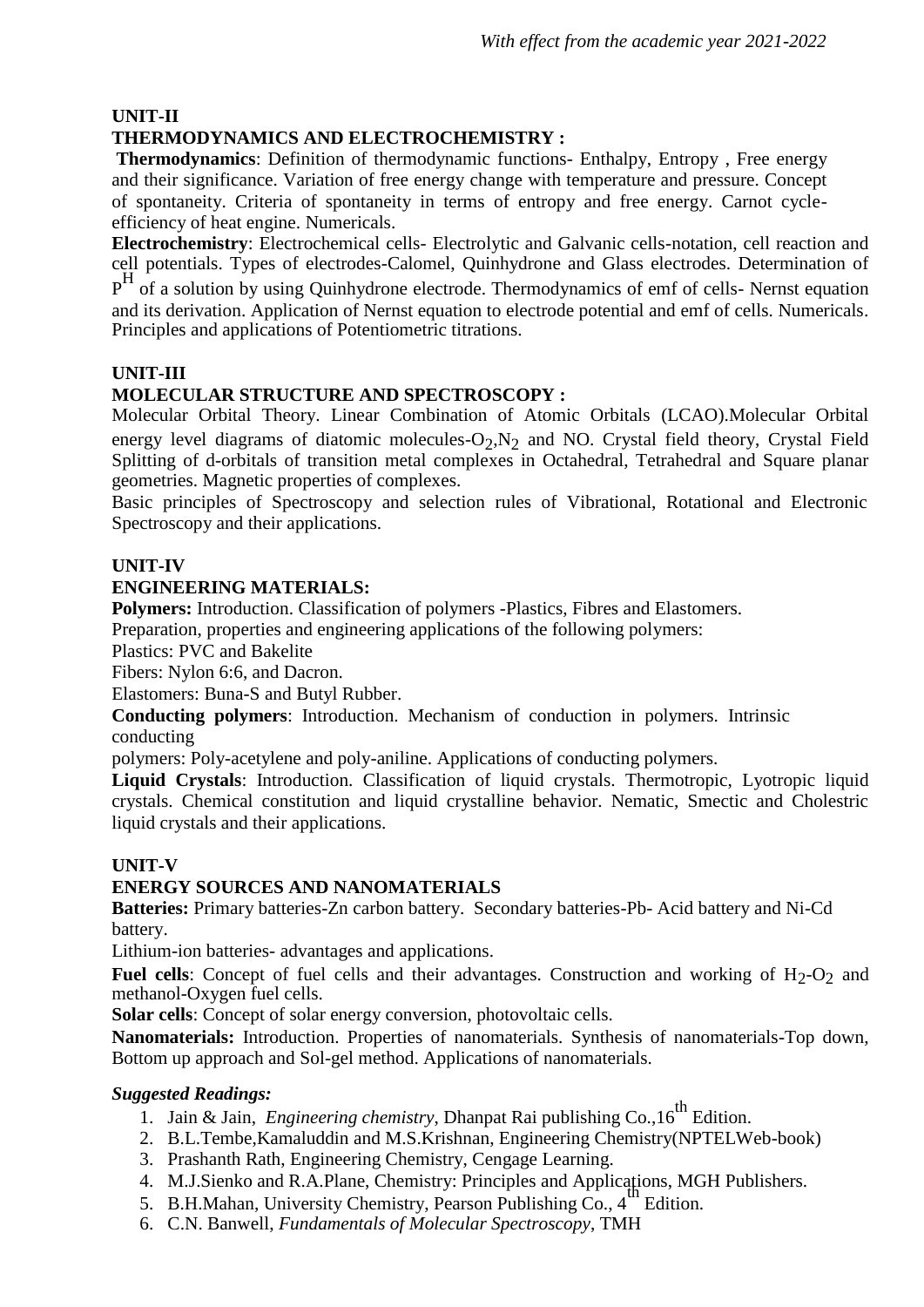## UNIT-II

## THERMODYNAMICS AND ELECTROCHEMISTRY :

**Thermodynamics**: Definition of thermodynamic functions- Enthalpy, Entropy , Free energy and their significance. Variation of free energy change with temperature and pressure. Concept of spontaneity. Criteria of spontaneity in terms of entropy and free energy. Carnot cycle-efficiency of heat engine. Numericals.

**Electrochemistry**: Electrochemical cells- Electrolytic and Galvanic cells-notation, cell reaction and cell potentials. Types of electrodes-Calomel, Quinhydrone and Glass electrodes. Determination of $P^H$ of a solution by using Quinhydrone electrode. Thermodynamics of emf of cells- Nernst equation and its derivation. Application of Nernst equation to electrode potential and emf of cells. Numericals. Principles and applications of Potentiometric titrations.

## UNIT-III

## MOLECULAR STRUCTURE AND SPECTROSCOPY :

Molecular Orbital Theory. Linear Combination of Atomic Orbitals (LCAO).Molecular Orbital energy level diagrams of diatomic molecules-$O_2$,$N_2$ and NO. Crystal field theory, Crystal Field Splitting of d-orbitals of transition metal complexes in Octahedral, Tetrahedral and Square planar geometries. Magnetic properties of complexes.

Basic principles of Spectroscopy and selection rules of Vibrational, Rotational and Electronic Spectroscopy and their applications.

## UNIT-IV

## ENGINEERING MATERIALS:

**Polymers:** Introduction. Classification of polymers -Plastics, Fibres and Elastomers.

Preparation, properties and engineering applications of the following polymers:

Plastics: PVC and Bakelite

Fibers: Nylon 6:6, and Dacron.

Elastomers: Buna-S and Butyl Rubber.

**Conducting polymers**: Introduction. Mechanism of conduction in polymers. Intrinsic conducting

polymers: Poly-acetylene and poly-aniline. Applications of conducting polymers.

**Liquid Crystals**: Introduction. Classification of liquid crystals. Thermotropic, Lyotropic liquid crystals. Chemical constitution and liquid crystalline behavior. Nematic, Smectic and Cholestric liquid crystals and their applications.

## UNIT-V

## ENERGY SOURCES AND NANOMATERIALS

**Batteries:** Primary batteries-Zn carbon battery. Secondary batteries-Pb- Acid battery and Ni-Cd battery.

Lithium-ion batteries- advantages and applications.

**Fuel cells**: Concept of fuel cells and their advantages. Construction and working of $H_2$-$O_2$ and methanol-Oxygen fuel cells.

**Solar cells**: Concept of solar energy conversion, photovoltaic cells.

**Nanomaterials:** Introduction. Properties of nanomaterials. Synthesis of nanomaterials-Top down, Bottom up approach and Sol-gel method. Applications of nanomaterials.

### *Suggested Readings:*

1. Jain & Jain, *Engineering chemistry*, Dhanpat Rai publishing Co.,16th Edition.
2. B.L.Tembe,Kamaluddin and M.S.Krishnan, Engineering Chemistry(NPTELWeb-book)
3. Prashanth Rath, Engineering Chemistry, Cengage Learning.
4. M.J.Sienko and R.A.Plane, Chemistry: Principles and Applications, MGH Publishers.
5. B.H.Mahan, University Chemistry, Pearson Publishing Co., 4th Edition.
6. C.N. Banwell, *Fundamentals of Molecular Spectroscopy*, TMH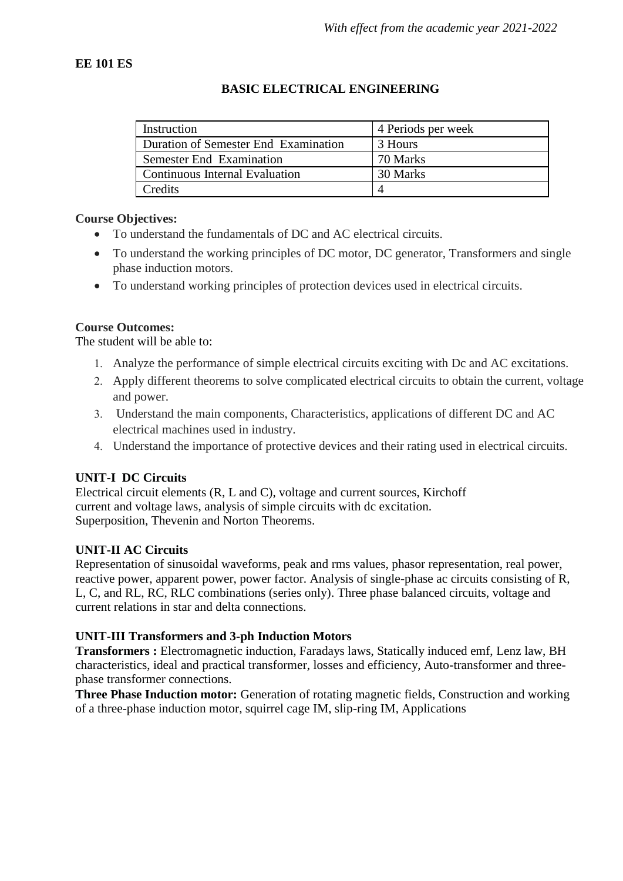*With effect from the academic year 2021-2022*

**EE 101 ES**

## BASIC ELECTRICAL ENGINEERING

| Instruction | 4 Periods per week |
|---|---|
| Duration of Semester End Examination | 3 Hours |
| Semester End Examination | 70 Marks |
| Continuous Internal Evaluation | 30 Marks |
| Credits | 4 |

**Course Objectives:**

- To understand the fundamentals of DC and AC electrical circuits.
- To understand the working principles of DC motor, DC generator, Transformers and single phase induction motors.
- To understand working principles of protection devices used in electrical circuits.

**Course Outcomes:**

The student will be able to:

1. Analyze the performance of simple electrical circuits exciting with Dc and AC excitations.
2. Apply different theorems to solve complicated electrical circuits to obtain the current, voltage and power.
3. Understand the main components, Characteristics, applications of different DC and AC electrical machines used in industry.
4. Understand the importance of protective devices and their rating used in electrical circuits.

**UNIT-I DC Circuits**

Electrical circuit elements (R, L and C), voltage and current sources, Kirchoff current and voltage laws, analysis of simple circuits with dc excitation. Superposition, Thevenin and Norton Theorems.

**UNIT-II AC Circuits**

Representation of sinusoidal waveforms, peak and rms values, phasor representation, real power, reactive power, apparent power, power factor. Analysis of single-phase ac circuits consisting of R, L, C, and RL, RC, RLC combinations (series only). Three phase balanced circuits, voltage and current relations in star and delta connections.

**UNIT-III Transformers and 3-ph Induction Motors**

**Transformers :** Electromagnetic induction, Faradays laws, Statically induced emf, Lenz law, BH characteristics, ideal and practical transformer, losses and efficiency, Auto-transformer and three-phase transformer connections.

**Three Phase Induction motor:** Generation of rotating magnetic fields, Construction and working of a three-phase induction motor, squirrel cage IM, slip-ring IM, Applications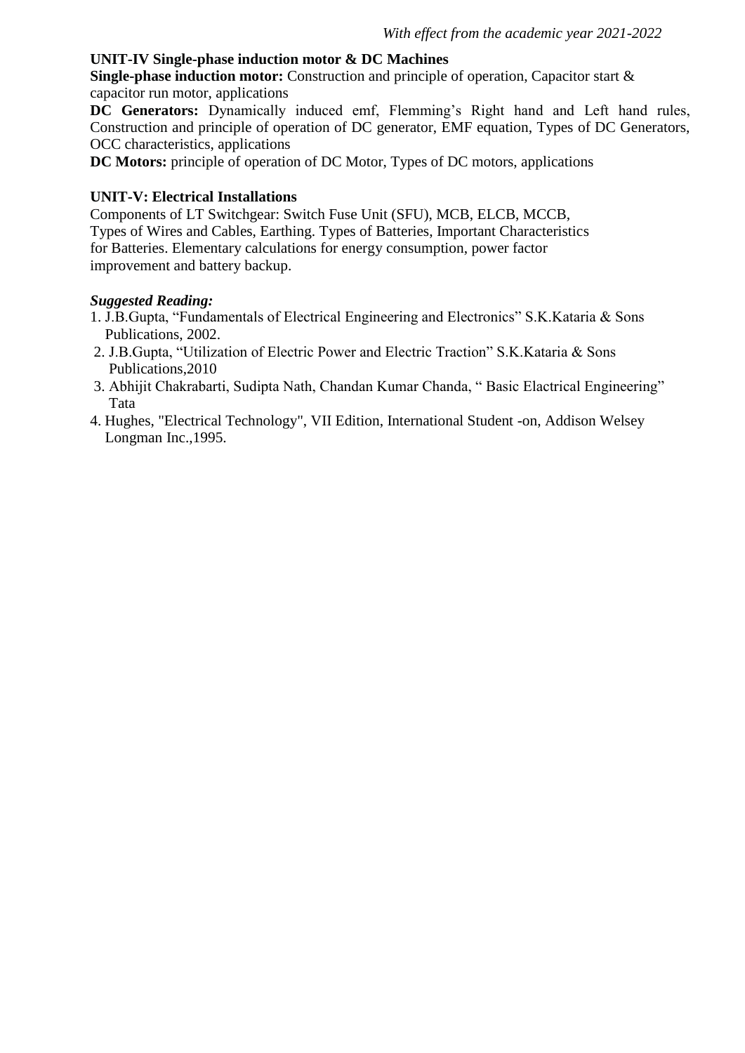**UNIT-IV Single-phase induction motor & DC Machines**

**Single-phase induction motor:** Construction and principle of operation, Capacitor start & capacitor run motor, applications

**DC Generators:** Dynamically induced emf, Flemming's Right hand and Left hand rules, Construction and principle of operation of DC generator, EMF equation, Types of DC Generators, OCC characteristics, applications

**DC Motors:** principle of operation of DC Motor, Types of DC motors, applications

**UNIT-V: Electrical Installations**

Components of LT Switchgear: Switch Fuse Unit (SFU), MCB, ELCB, MCCB, Types of Wires and Cables, Earthing. Types of Batteries, Important Characteristics for Batteries. Elementary calculations for energy consumption, power factor improvement and battery backup.

***Suggested Reading:***

1. J.B.Gupta, "Fundamentals of Electrical Engineering and Electronics" S.K.Kataria & Sons Publications, 2002.
2. J.B.Gupta, "Utilization of Electric Power and Electric Traction" S.K.Kataria & Sons Publications,2010
3. Abhijit Chakrabarti, Sudipta Nath, Chandan Kumar Chanda, " Basic Elactrical Engineering" Tata
4. Hughes, "Electrical Technology", VII Edition, International Student -on, Addison Welsey Longman Inc.,1995.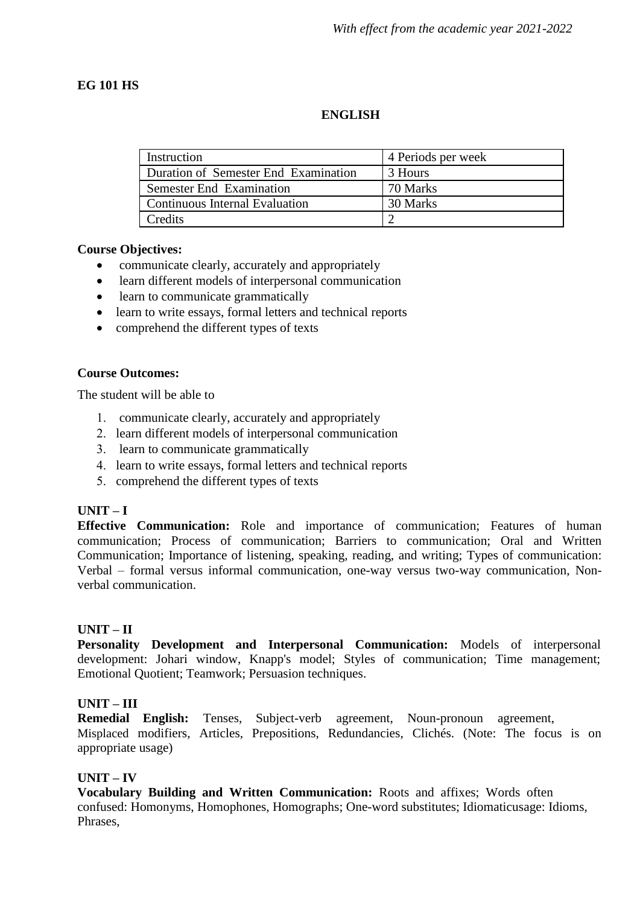*With effect from the academic year 2021-2022*

**EG 101 HS**

## ENGLISH

| Instruction | 4 Periods per week |
|---|---|
| Duration of Semester End Examination | 3 Hours |
| Semester End Examination | 70 Marks |
| Continuous Internal Evaluation | 30 Marks |
| Credits | 2 |

**Course Objectives:**

- communicate clearly, accurately and appropriately
- learn different models of interpersonal communication
- learn to communicate grammatically
- learn to write essays, formal letters and technical reports
- comprehend the different types of texts

**Course Outcomes:**

The student will be able to

1. communicate clearly, accurately and appropriately
2. learn different models of interpersonal communication
3. learn to communicate grammatically
4. learn to write essays, formal letters and technical reports
5. comprehend the different types of texts

**UNIT – I**

**Effective Communication:** Role and importance of communication; Features of human communication; Process of communication; Barriers to communication; Oral and Written Communication; Importance of listening, speaking, reading, and writing; Types of communication: Verbal – formal versus informal communication, one-way versus two-way communication, Non-verbal communication.

**UNIT – II**

**Personality Development and Interpersonal Communication:** Models of interpersonal development: Johari window, Knapp's model; Styles of communication; Time management; Emotional Quotient; Teamwork; Persuasion techniques.

**UNIT – III**

**Remedial English:** Tenses, Subject-verb agreement, Noun-pronoun agreement, Misplaced modifiers, Articles, Prepositions, Redundancies, Clichés. (Note: The focus is on appropriate usage)

**UNIT – IV**

**Vocabulary Building and Written Communication:** Roots and affixes; Words often confused: Homonyms, Homophones, Homographs; One-word substitutes; Idiomaticusage: Idioms, Phrases,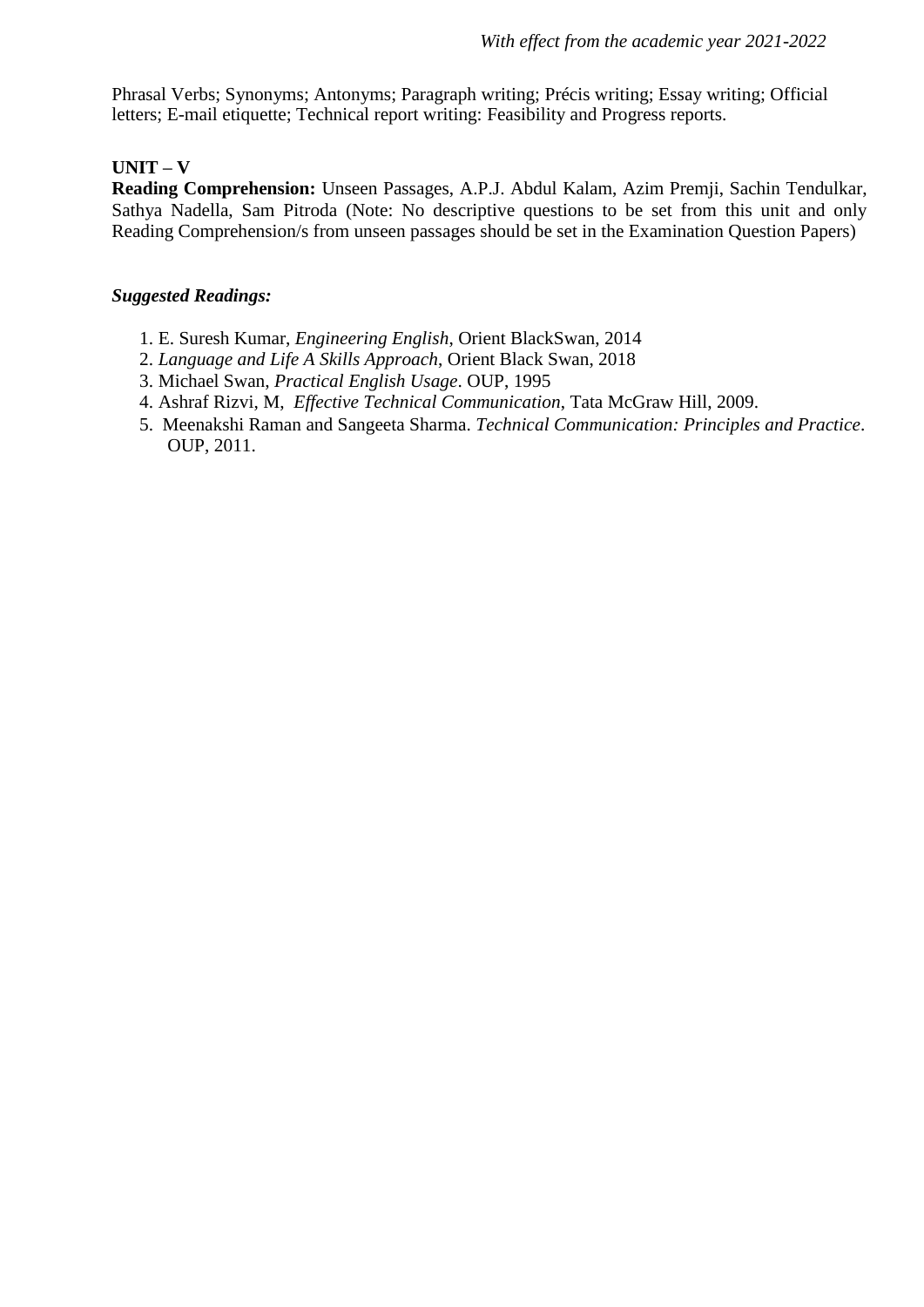Phrasal Verbs; Synonyms; Antonyms; Paragraph writing; Précis writing; Essay writing; Official letters; E-mail etiquette; Technical report writing: Feasibility and Progress reports.

**UNIT – V**

**Reading Comprehension:** Unseen Passages, A.P.J. Abdul Kalam, Azim Premji, Sachin Tendulkar, Sathya Nadella, Sam Pitroda (Note: No descriptive questions to be set from this unit and only Reading Comprehension/s from unseen passages should be set in the Examination Question Papers)

***Suggested Readings:***

1. E. Suresh Kumar, *Engineering English*, Orient BlackSwan, 2014
2. *Language and Life A Skills Approach*, Orient Black Swan, 2018
3. Michael Swan, *Practical English Usage*. OUP, 1995
4. Ashraf Rizvi, M, *Effective Technical Communication*, Tata McGraw Hill, 2009.
5. Meenakshi Raman and Sangeeta Sharma. *Technical Communication: Principles and Practice*. OUP, 2011.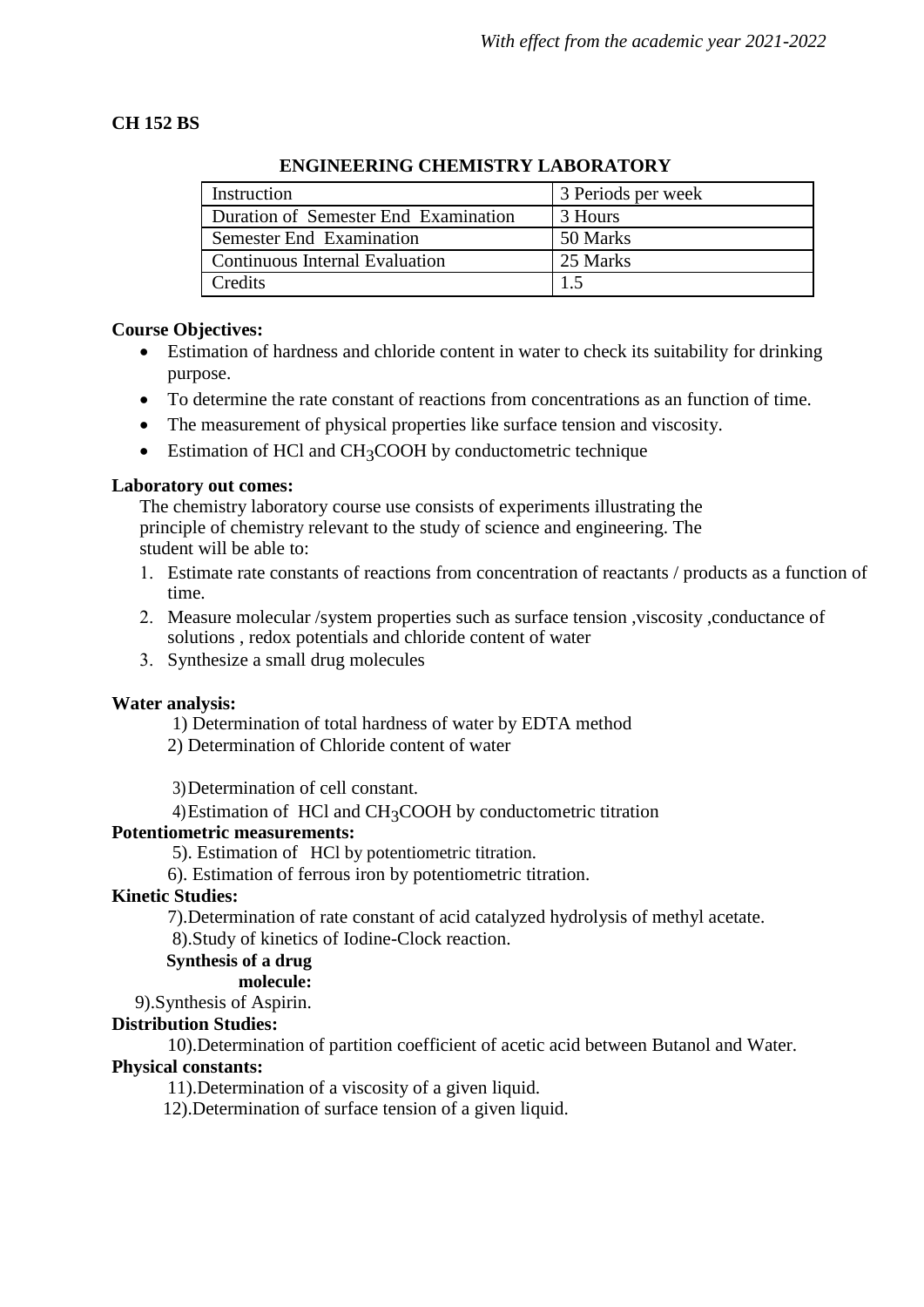**CH 152 BS**

## ENGINEERING CHEMISTRY LABORATORY

| Instruction | 3 Periods per week |
|---|---|
| Duration of Semester End Examination | 3 Hours |
| Semester End Examination | 50 Marks |
| Continuous Internal Evaluation | 25 Marks |
| Credits | 1.5 |

**Course Objectives:**

- Estimation of hardness and chloride content in water to check its suitability for drinking purpose.
- To determine the rate constant of reactions from concentrations as an function of time.
- The measurement of physical properties like surface tension and viscosity.
- Estimation of HCl and $CH_3COOH$ by conductometric technique

**Laboratory out comes:**

The chemistry laboratory course use consists of experiments illustrating the principle of chemistry relevant to the study of science and engineering. The student will be able to:

1. Estimate rate constants of reactions from concentration of reactants / products as a function of time.
2. Measure molecular /system properties such as surface tension ,viscosity ,conductance of solutions , redox potentials and chloride content of water
3. Synthesize a small drug molecules

**Water analysis:**

1) Determination of total hardness of water by EDTA method

2) Determination of Chloride content of water

3) Determination of cell constant.

4) Estimation of HCl and $CH_3COOH$ by conductometric titration

**Potentiometric measurements:**

5). Estimation of HCl by potentiometric titration.

6). Estimation of ferrous iron by potentiometric titration.

**Kinetic Studies:**

7).Determination of rate constant of acid catalyzed hydrolysis of methyl acetate.

8).Study of kinetics of Iodine-Clock reaction.

**Synthesis of a drug molecule:**

9).Synthesis of Aspirin.

**Distribution Studies:**

10).Determination of partition coefficient of acetic acid between Butanol and Water.

**Physical constants:**

11).Determination of a viscosity of a given liquid.

12).Determination of surface tension of a given liquid.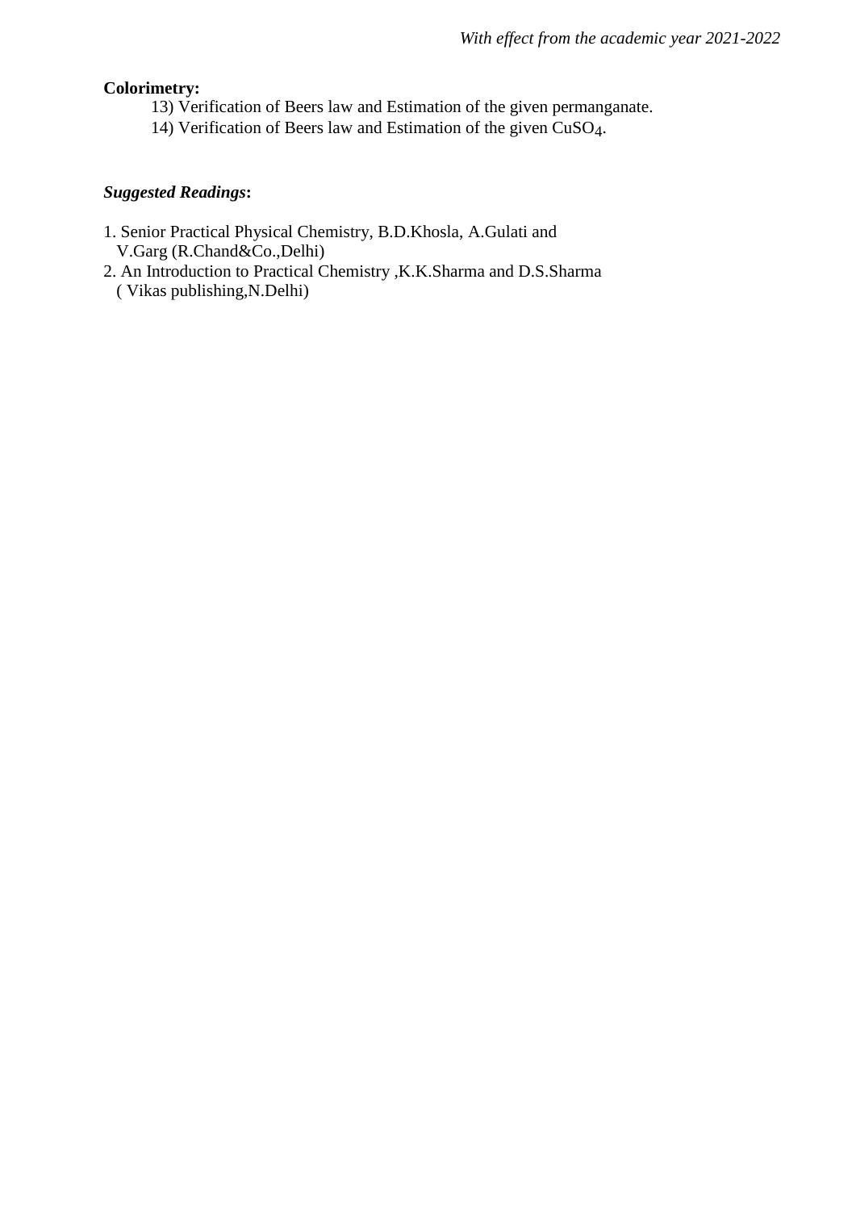**Colorimetry:**

13) Verification of Beers law and Estimation of the given permanganate.
14) Verification of Beers law and Estimation of the given $CuSO_4$.

***Suggested Readings*:**

1. Senior Practical Physical Chemistry, B.D.Khosla, A.Gulati and V.Garg (R.Chand&Co.,Delhi)
2. An Introduction to Practical Chemistry ,K.K.Sharma and D.S.Sharma ( Vikas publishing,N.Delhi)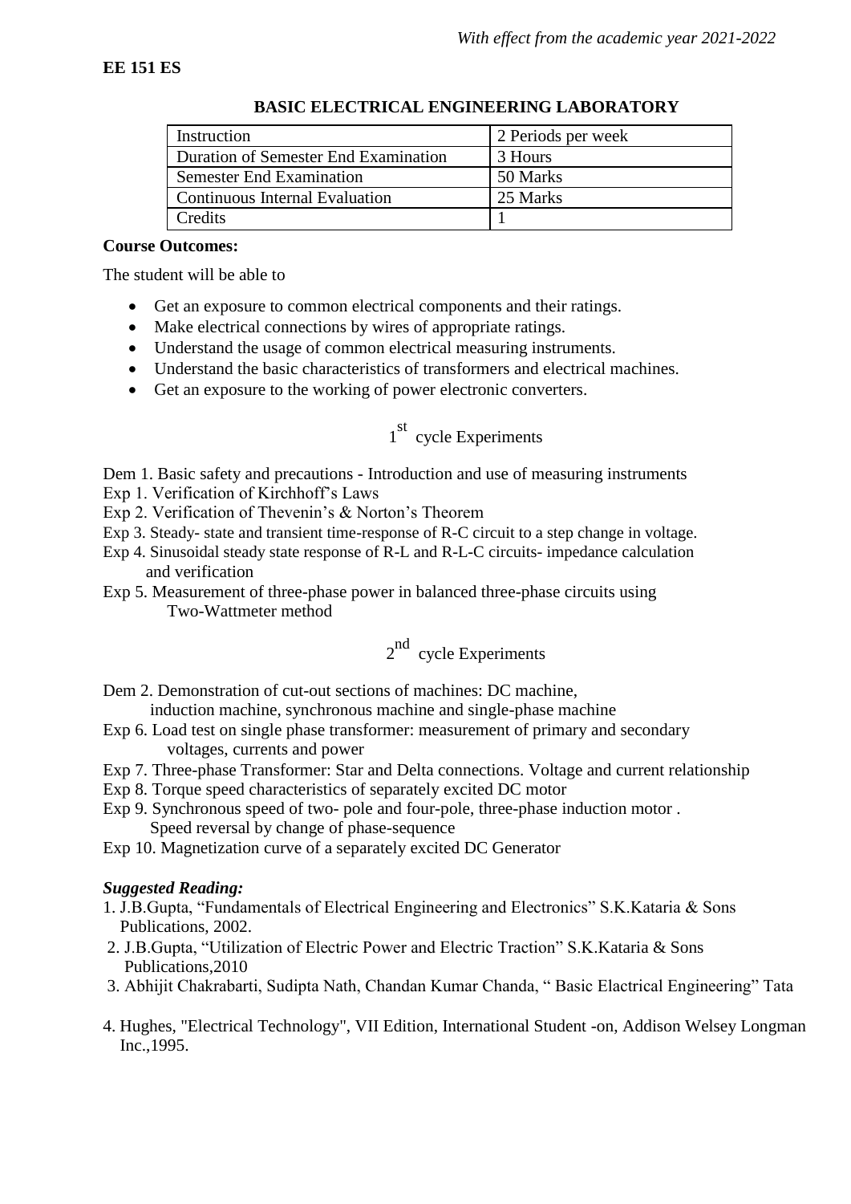*With effect from the academic year 2021-2022*

**EE 151 ES**

## BASIC ELECTRICAL ENGINEERING LABORATORY

| Instruction | 2 Periods per week |
|---|---|
| Duration of Semester End Examination | 3 Hours |
| Semester End Examination | 50 Marks |
| Continuous Internal Evaluation | 25 Marks |
| Credits | 1 |

**Course Outcomes:**

The student will be able to

- Get an exposure to common electrical components and their ratings.
- Make electrical connections by wires of appropriate ratings.
- Understand the usage of common electrical measuring instruments.
- Understand the basic characteristics of transformers and electrical machines.
- Get an exposure to the working of power electronic converters.

### $1^{st}$ cycle Experiments

Dem 1. Basic safety and precautions - Introduction and use of measuring instruments
Exp 1. Verification of Kirchhoff's Laws
Exp 2. Verification of Thevenin's & Norton's Theorem
Exp 3. Steady- state and transient time-response of R-C circuit to a step change in voltage.
Exp 4. Sinusoidal steady state response of R-L and R-L-C circuits- impedance calculation and verification
Exp 5. Measurement of three-phase power in balanced three-phase circuits using Two-Wattmeter method

### $2^{nd}$ cycle Experiments

Dem 2. Demonstration of cut-out sections of machines: DC machine, induction machine, synchronous machine and single-phase machine
Exp 6. Load test on single phase transformer: measurement of primary and secondary voltages, currents and power
Exp 7. Three-phase Transformer: Star and Delta connections. Voltage and current relationship
Exp 8. Torque speed characteristics of separately excited DC motor
Exp 9. Synchronous speed of two- pole and four-pole, three-phase induction motor . Speed reversal by change of phase-sequence
Exp 10. Magnetization curve of a separately excited DC Generator

***Suggested Reading:***

1. J.B.Gupta, "Fundamentals of Electrical Engineering and Electronics" S.K.Kataria & Sons Publications, 2002.
2. J.B.Gupta, "Utilization of Electric Power and Electric Traction" S.K.Kataria & Sons Publications,2010
3. Abhijit Chakrabarti, Sudipta Nath, Chandan Kumar Chanda, " Basic Elactrical Engineering" Tata
4. Hughes, "Electrical Technology", VII Edition, International Student -on, Addison Welsey Longman Inc.,1995.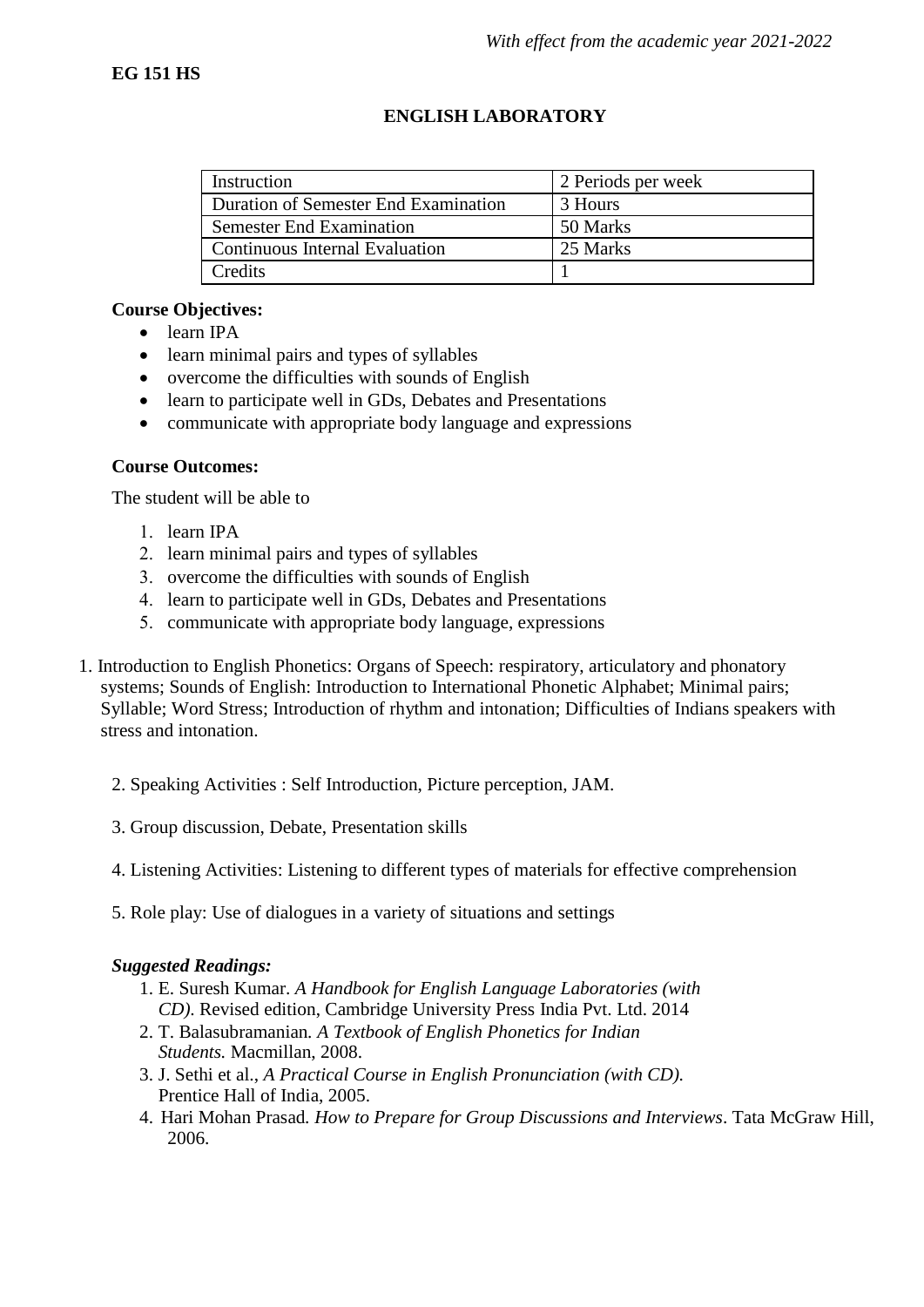*With effect from the academic year 2021-2022*

**EG 151 HS**

## ENGLISH LABORATORY

| Instruction | 2 Periods per week |
|---|---|
| Duration of Semester End Examination | 3 Hours |
| Semester End Examination | 50 Marks |
| Continuous Internal Evaluation | 25 Marks |
| Credits | 1 |

**Course Objectives:**

- learn IPA
- learn minimal pairs and types of syllables
- overcome the difficulties with sounds of English
- learn to participate well in GDs, Debates and Presentations
- communicate with appropriate body language and expressions

**Course Outcomes:**

The student will be able to

1. learn IPA
2. learn minimal pairs and types of syllables
3. overcome the difficulties with sounds of English
4. learn to participate well in GDs, Debates and Presentations
5. communicate with appropriate body language, expressions

1. Introduction to English Phonetics: Organs of Speech: respiratory, articulatory and phonatory systems; Sounds of English: Introduction to International Phonetic Alphabet; Minimal pairs; Syllable; Word Stress; Introduction of rhythm and intonation; Difficulties of Indians speakers with stress and intonation.

2. Speaking Activities : Self Introduction, Picture perception, JAM.

3. Group discussion, Debate, Presentation skills

4. Listening Activities: Listening to different types of materials for effective comprehension

5. Role play: Use of dialogues in a variety of situations and settings

***Suggested Readings:***

1. E. Suresh Kumar. *A Handbook for English Language Laboratories (with CD).* Revised edition, Cambridge University Press India Pvt. Ltd. 2014
2. T. Balasubramanian. *A Textbook of English Phonetics for Indian Students.* Macmillan, 2008.
3. J. Sethi et al., *A Practical Course in English Pronunciation (with CD).* Prentice Hall of India, 2005.
4. Hari Mohan Prasad. *How to Prepare for Group Discussions and Interviews*. Tata McGraw Hill, 2006.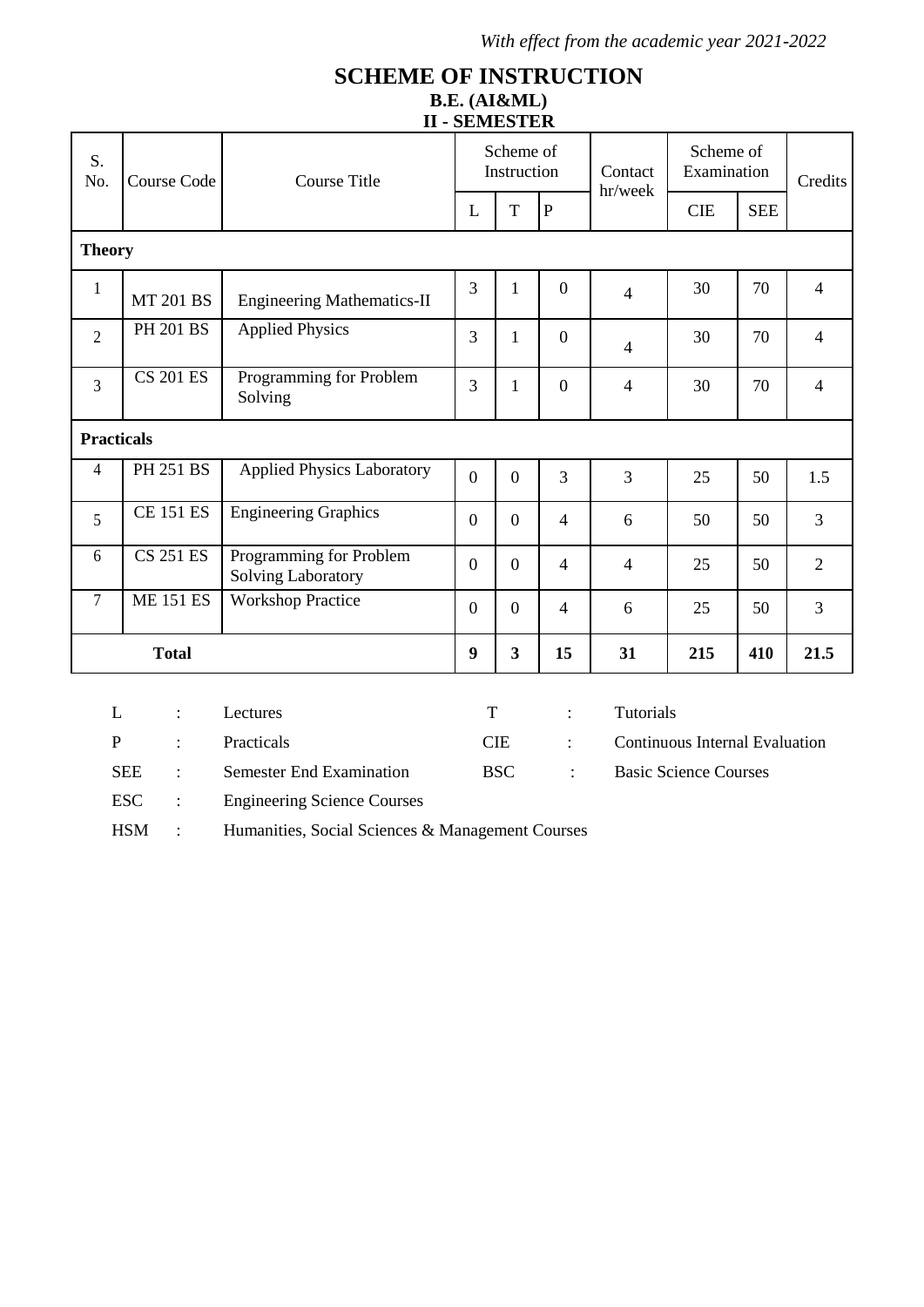*With effect from the academic year 2021-2022*

# SCHEME OF INSTRUCTION

## B.E. (AI&ML)

## II - SEMESTER

| S. No. | Course Code | Course Title | Scheme of Instruction | | | Contact hr/week | Scheme of Examination | | Credits |
|---|---|---|---|---|---|---|---|---|---|
| | | | L | T | P | | CIE | SEE | |
| **Theory** | | | | | | | | | |
| 1 | MT 201 BS | Engineering Mathematics-II | 3 | 1 | 0 | 4 | 30 | 70 | 4 |
| 2 | PH 201 BS | Applied Physics | 3 | 1 | 0 | 4 | 30 | 70 | 4 |
| 3 | CS 201 ES | Programming for Problem Solving | 3 | 1 | 0 | 4 | 30 | 70 | 4 |
| **Practicals** | | | | | | | | | |
| 4 | PH 251 BS | Applied Physics Laboratory | 0 | 0 | 3 | 3 | 25 | 50 | 1.5 |
| 5 | CE 151 ES | Engineering Graphics | 0 | 0 | 4 | 6 | 50 | 50 | 3 |
| 6 | CS 251 ES | Programming for Problem Solving Laboratory | 0 | 0 | 4 | 4 | 25 | 50 | 2 |
| 7 | ME 151 ES | Workshop Practice | 0 | 0 | 4 | 6 | 25 | 50 | 3 |
| **Total** | | | **9** | **3** | **15** | **31** | **215** | **410** | **21.5** |

| | | | | | |
|---|---|---|---|---|---|
| L | : | Lectures | T | : | Tutorials |
| P | : | Practicals | CIE | : | Continuous Internal Evaluation |
| SEE | : | Semester End Examination | BSC | : | Basic Science Courses |
| ESC | : | Engineering Science Courses | | | |
| HSM | : | Humanities, Social Sciences & Management Courses | | | |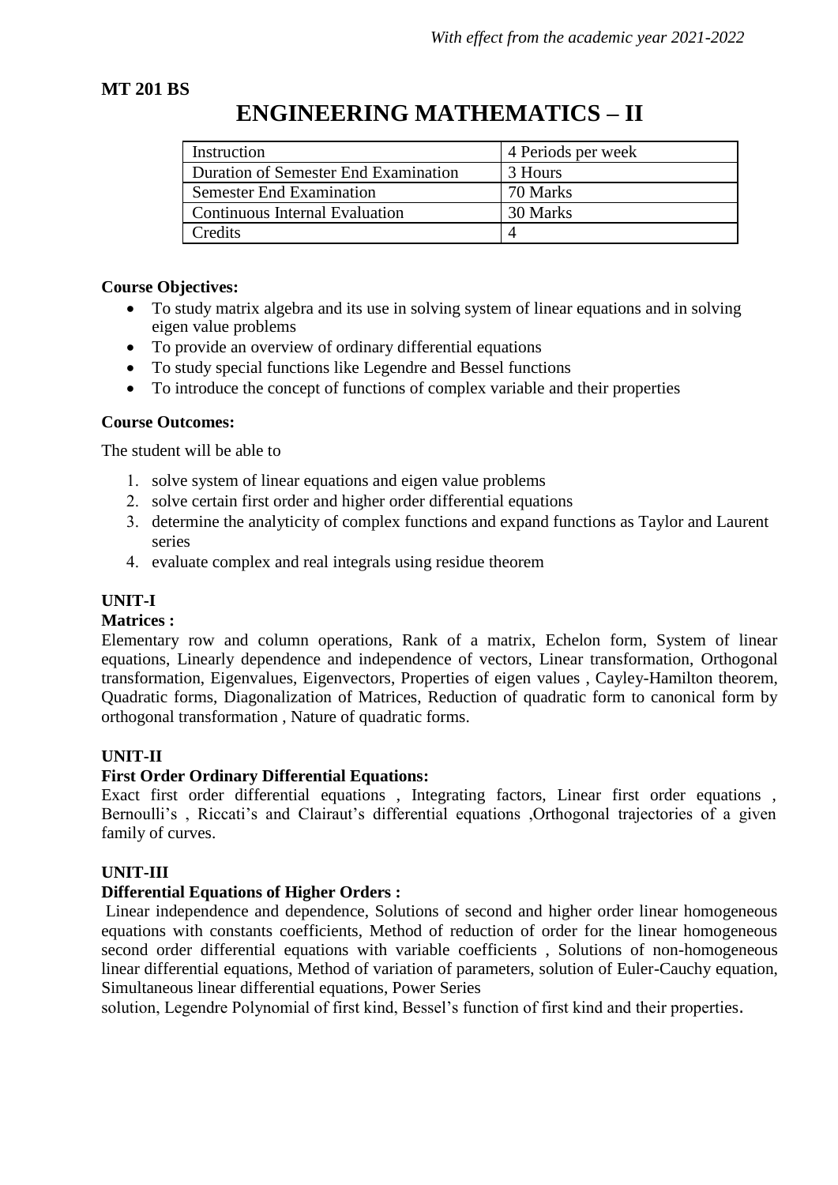*With effect from the academic year 2021-2022*

**MT 201 BS**

# ENGINEERING MATHEMATICS – II

| Instruction | 4 Periods per week |
|---|---|
| Duration of Semester End Examination | 3 Hours |
| Semester End Examination | 70 Marks |
| Continuous Internal Evaluation | 30 Marks |
| Credits | 4 |

**Course Objectives:**

- To study matrix algebra and its use in solving system of linear equations and in solving eigen value problems
- To provide an overview of ordinary differential equations
- To study special functions like Legendre and Bessel functions
- To introduce the concept of functions of complex variable and their properties

**Course Outcomes:**

The student will be able to

1. solve system of linear equations and eigen value problems
2. solve certain first order and higher order differential equations
3. determine the analyticity of complex functions and expand functions as Taylor and Laurent series
4. evaluate complex and real integrals using residue theorem

**UNIT-I**

**Matrices :**

Elementary row and column operations, Rank of a matrix, Echelon form, System of linear equations, Linearly dependence and independence of vectors, Linear transformation, Orthogonal transformation, Eigenvalues, Eigenvectors, Properties of eigen values , Cayley-Hamilton theorem, Quadratic forms, Diagonalization of Matrices, Reduction of quadratic form to canonical form by orthogonal transformation , Nature of quadratic forms.

**UNIT-II**

**First Order Ordinary Differential Equations:**

Exact first order differential equations , Integrating factors, Linear first order equations , Bernoulli's , Riccati's and Clairaut's differential equations ,Orthogonal trajectories of a given family of curves.

**UNIT-III**

**Differential Equations of Higher Orders :**

Linear independence and dependence, Solutions of second and higher order linear homogeneous equations with constants coefficients, Method of reduction of order for the linear homogeneous second order differential equations with variable coefficients , Solutions of non-homogeneous linear differential equations, Method of variation of parameters, solution of Euler-Cauchy equation, Simultaneous linear differential equations, Power Series solution, Legendre Polynomial of first kind, Bessel's function of first kind and their properties.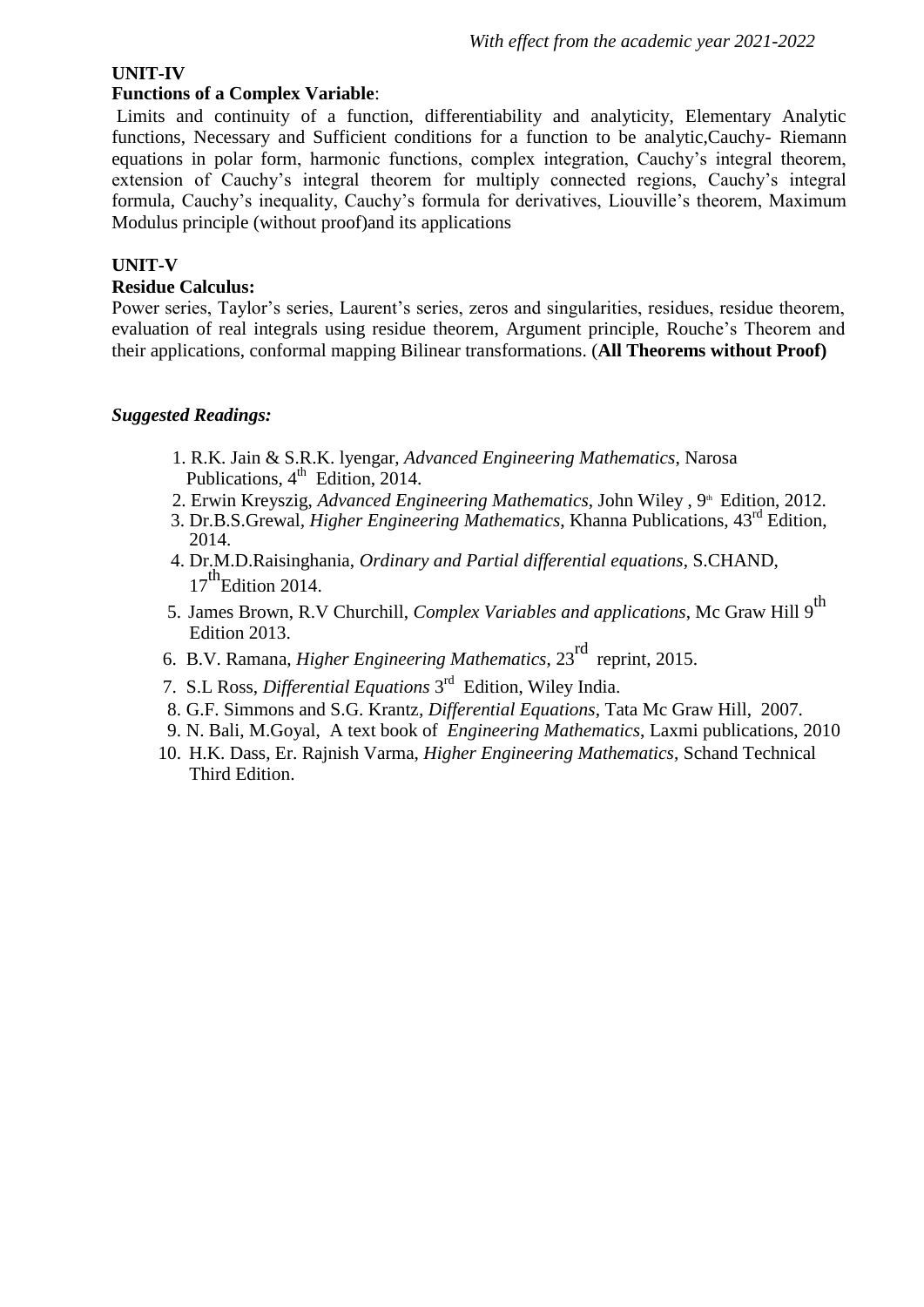**UNIT-IV**

**Functions of a Complex Variable**:

Limits and continuity of a function, differentiability and analyticity, Elementary Analytic functions, Necessary and Sufficient conditions for a function to be analytic,Cauchy- Riemann equations in polar form, harmonic functions, complex integration, Cauchy's integral theorem, extension of Cauchy's integral theorem for multiply connected regions, Cauchy's integral formula, Cauchy's inequality, Cauchy's formula for derivatives, Liouville's theorem, Maximum Modulus principle (without proof)and its applications

**UNIT-V**

**Residue Calculus:**

Power series, Taylor's series, Laurent's series, zeros and singularities, residues, residue theorem, evaluation of real integrals using residue theorem, Argument principle, Rouche's Theorem and their applications, conformal mapping Bilinear transformations. (**All Theorems without Proof)**

***Suggested Readings:***

1. R.K. Jain & S.R.K. lyengar, *Advanced Engineering Mathematics*, Narosa Publications, 4th Edition, 2014.
2. Erwin Kreyszig, *Advanced Engineering Mathematics*, John Wiley , 9th Edition, 2012.
3. Dr.B.S.Grewal, *Higher Engineering Mathematics*, Khanna Publications, 43rd Edition, 2014.
4. Dr.M.D.Raisinghania, *Ordinary and Partial differential equations*, S.CHAND, 17th Edition 2014.
5. James Brown, R.V Churchill, *Complex Variables and applications*, Mc Graw Hill 9th Edition 2013.
6. B.V. Ramana, *Higher Engineering Mathematics*, 23rd reprint, 2015.
7. S.L Ross, *Differential Equations* 3rd Edition, Wiley India.
8. G.F. Simmons and S.G. Krantz, *Differential Equations*, Tata Mc Graw Hill, 2007.
9. N. Bali, M.Goyal, A text book of *Engineering Mathematics*, Laxmi publications, 2010
10. H.K. Dass, Er. Rajnish Varma, *Higher Engineering Mathematics*, Schand Technical Third Edition.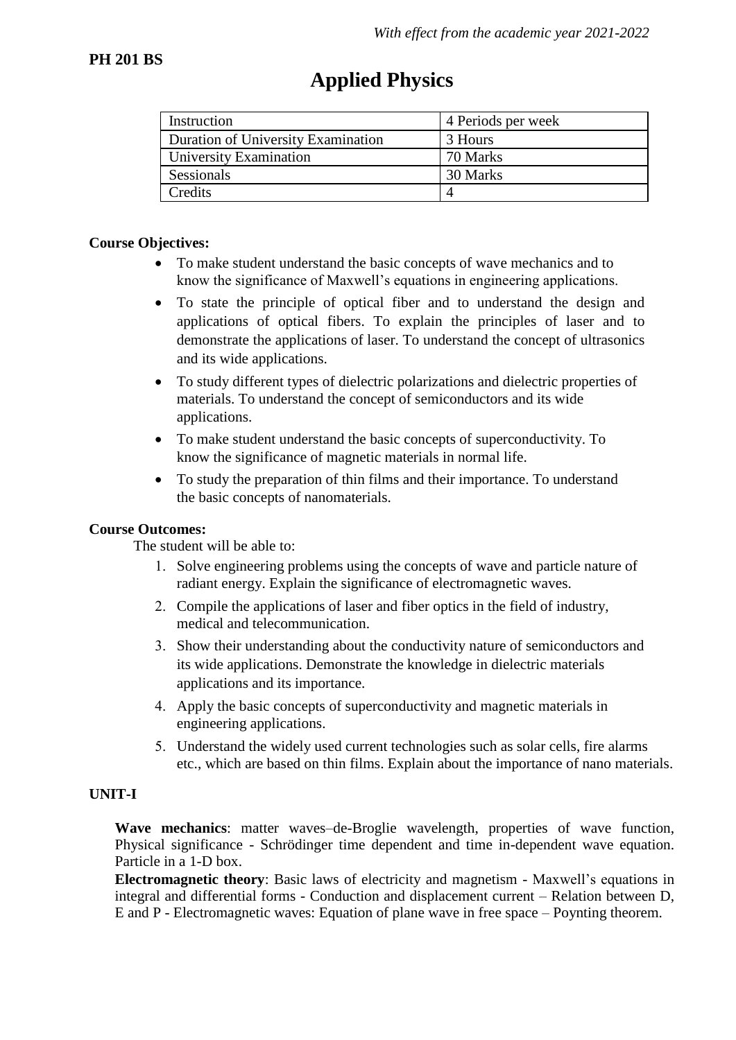*With effect from the academic year 2021-2022*

**PH 201 BS**

# Applied Physics

| Instruction | 4 Periods per week |
|---|---|
| Duration of University Examination | 3 Hours |
| University Examination | 70 Marks |
| Sessionals | 30 Marks |
| Credits | 4 |

**Course Objectives:**

- To make student understand the basic concepts of wave mechanics and to know the significance of Maxwell's equations in engineering applications.
- To state the principle of optical fiber and to understand the design and applications of optical fibers. To explain the principles of laser and to demonstrate the applications of laser. To understand the concept of ultrasonics and its wide applications.
- To study different types of dielectric polarizations and dielectric properties of materials. To understand the concept of semiconductors and its wide applications.
- To make student understand the basic concepts of superconductivity. To know the significance of magnetic materials in normal life.
- To study the preparation of thin films and their importance. To understand the basic concepts of nanomaterials.

**Course Outcomes:**

The student will be able to:

1. Solve engineering problems using the concepts of wave and particle nature of radiant energy. Explain the significance of electromagnetic waves.
2. Compile the applications of laser and fiber optics in the field of industry, medical and telecommunication.
3. Show their understanding about the conductivity nature of semiconductors and its wide applications. Demonstrate the knowledge in dielectric materials applications and its importance.
4. Apply the basic concepts of superconductivity and magnetic materials in engineering applications.
5. Understand the widely used current technologies such as solar cells, fire alarms etc., which are based on thin films. Explain about the importance of nano materials.

**UNIT-I**

**Wave mechanics**: matter waves–de-Broglie wavelength, properties of wave function, Physical significance - Schrödinger time dependent and time in-dependent wave equation. Particle in a 1-D box.

**Electromagnetic theory**: Basic laws of electricity and magnetism - Maxwell's equations in integral and differential forms - Conduction and displacement current – Relation between D, E and P - Electromagnetic waves: Equation of plane wave in free space – Poynting theorem.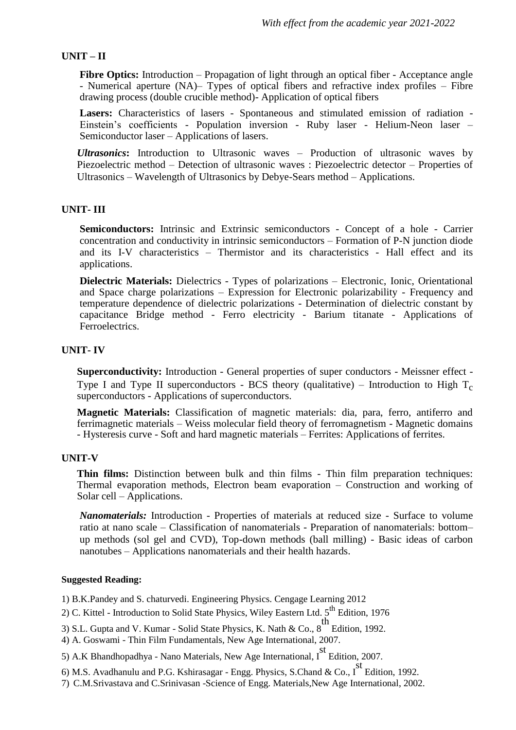## UNIT – II

**Fibre Optics:** Introduction – Propagation of light through an optical fiber - Acceptance angle - Numerical aperture (NA)– Types of optical fibers and refractive index profiles – Fibre drawing process (double crucible method)- Application of optical fibers

**Lasers:** Characteristics of lasers - Spontaneous and stimulated emission of radiation - Einstein's coefficients - Population inversion - Ruby laser - Helium-Neon laser – Semiconductor laser – Applications of lasers.

***Ultrasonics*:** Introduction to Ultrasonic waves – Production of ultrasonic waves by Piezoelectric method – Detection of ultrasonic waves : Piezoelectric detector – Properties of Ultrasonics – Wavelength of Ultrasonics by Debye-Sears method – Applications.

## UNIT- III

**Semiconductors:** Intrinsic and Extrinsic semiconductors - Concept of a hole - Carrier concentration and conductivity in intrinsic semiconductors – Formation of P-N junction diode and its I-V characteristics – Thermistor and its characteristics - Hall effect and its applications.

**Dielectric Materials:** Dielectrics - Types of polarizations – Electronic, Ionic, Orientational and Space charge polarizations – Expression for Electronic polarizability - Frequency and temperature dependence of dielectric polarizations - Determination of dielectric constant by capacitance Bridge method - Ferro electricity - Barium titanate - Applications of Ferroelectrics.

## UNIT- IV

**Superconductivity:** Introduction - General properties of super conductors - Meissner effect - Type I and Type II superconductors - BCS theory (qualitative) – Introduction to High $T_c$ superconductors - Applications of superconductors.

**Magnetic Materials:** Classification of magnetic materials: dia, para, ferro, antiferro and ferrimagnetic materials – Weiss molecular field theory of ferromagnetism - Magnetic domains - Hysteresis curve - Soft and hard magnetic materials – Ferrites: Applications of ferrites.

## UNIT-V

**Thin films:** Distinction between bulk and thin films - Thin film preparation techniques: Thermal evaporation methods, Electron beam evaporation – Construction and working of Solar cell – Applications.

***Nanomaterials:*** Introduction - Properties of materials at reduced size - Surface to volume ratio at nano scale – Classification of nanomaterials - Preparation of nanomaterials: bottom–up methods (sol gel and CVD), Top-down methods (ball milling) - Basic ideas of carbon nanotubes – Applications nanomaterials and their health hazards.

**Suggested Reading:**

1) B.K.Pandey and S. chaturvedi. Engineering Physics. Cengage Learning 2012
2) C. Kittel - Introduction to Solid State Physics, Wiley Eastern Ltd. 5th Edition, 1976
3) S.L. Gupta and V. Kumar - Solid State Physics, K. Nath & Co., 8th Edition, 1992.
4) A. Goswami - Thin Film Fundamentals, New Age International, 2007.
5) A.K Bhandhopadhya - Nano Materials, New Age International, Ist Edition, 2007.
6) M.S. Avadhanulu and P.G. Kshirasagar - Engg. Physics, S.Chand & Co., Ist Edition, 1992.
7) C.M.Srivastava and C.Srinivasan -Science of Engg. Materials,New Age International, 2002.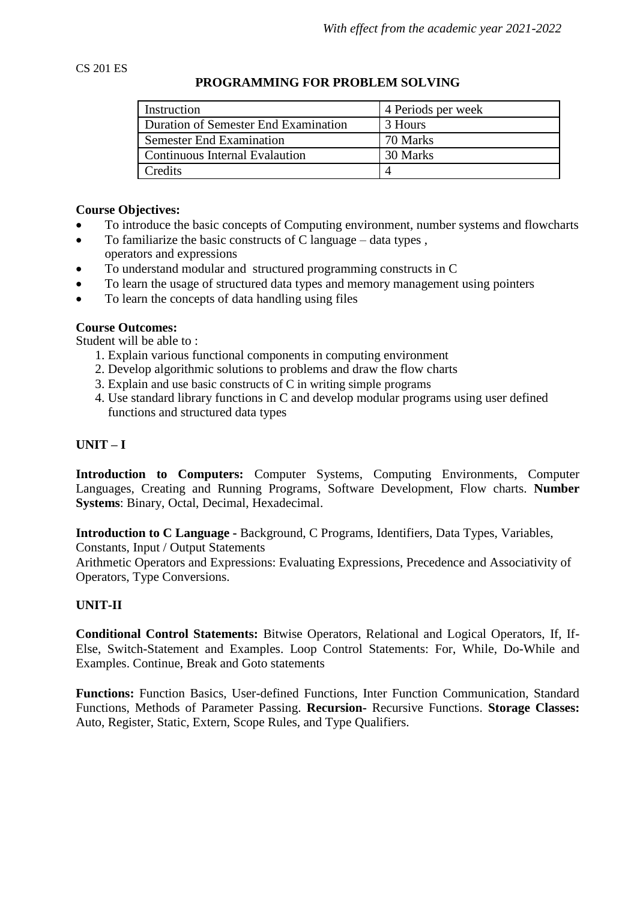CS 201 ES

## PROGRAMMING FOR PROBLEM SOLVING

| Instruction | 4 Periods per week |
|---|---|
| Duration of Semester End Examination | 3 Hours |
| Semester End Examination | 70 Marks |
| Continuous Internal Evalaution | 30 Marks |
| Credits | 4 |

**Course Objectives:**

- To introduce the basic concepts of Computing environment, number systems and flowcharts
- To familiarize the basic constructs of C language – data types , operators and expressions
- To understand modular and structured programming constructs in C
- To learn the usage of structured data types and memory management using pointers
- To learn the concepts of data handling using files

**Course Outcomes:**

Student will be able to :

1. Explain various functional components in computing environment
2. Develop algorithmic solutions to problems and draw the flow charts
3. Explain and use basic constructs of C in writing simple programs
4. Use standard library functions in C and develop modular programs using user defined functions and structured data types

### UNIT – I

**Introduction to Computers:** Computer Systems, Computing Environments, Computer Languages, Creating and Running Programs, Software Development, Flow charts. **Number Systems**: Binary, Octal, Decimal, Hexadecimal.

**Introduction to C Language -** Background, C Programs, Identifiers, Data Types, Variables, Constants, Input / Output Statements

Arithmetic Operators and Expressions: Evaluating Expressions, Precedence and Associativity of Operators, Type Conversions.

### UNIT-II

**Conditional Control Statements:** Bitwise Operators, Relational and Logical Operators, If, If-Else, Switch-Statement and Examples. Loop Control Statements: For, While, Do-While and Examples. Continue, Break and Goto statements

**Functions:** Function Basics, User-defined Functions, Inter Function Communication, Standard Functions, Methods of Parameter Passing. **Recursion-** Recursive Functions. **Storage Classes:** Auto, Register, Static, Extern, Scope Rules, and Type Qualifiers.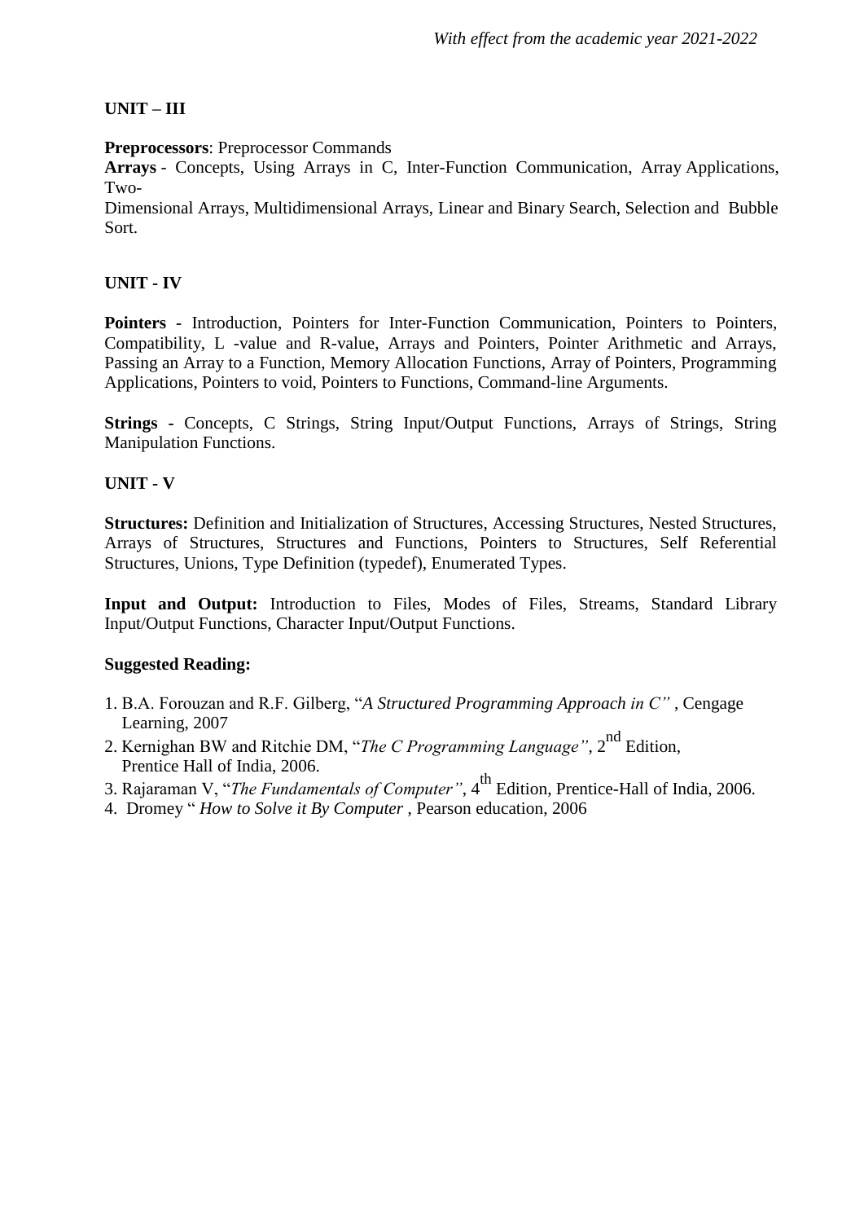## UNIT – III

**Preprocessors**: Preprocessor Commands

**Arrays** - Concepts, Using Arrays in C, Inter-Function Communication, Array Applications, Two-Dimensional Arrays, Multidimensional Arrays, Linear and Binary Search, Selection and Bubble Sort.

## UNIT - IV

**Pointers -** Introduction, Pointers for Inter-Function Communication, Pointers to Pointers, Compatibility, L -value and R-value, Arrays and Pointers, Pointer Arithmetic and Arrays, Passing an Array to a Function, Memory Allocation Functions, Array of Pointers, Programming Applications, Pointers to void, Pointers to Functions, Command-line Arguments.

**Strings -** Concepts, C Strings, String Input/Output Functions, Arrays of Strings, String Manipulation Functions.

## UNIT - V

**Structures:** Definition and Initialization of Structures, Accessing Structures, Nested Structures, Arrays of Structures, Structures and Functions, Pointers to Structures, Self Referential Structures, Unions, Type Definition (typedef), Enumerated Types.

**Input and Output:** Introduction to Files, Modes of Files, Streams, Standard Library Input/Output Functions, Character Input/Output Functions.

### Suggested Reading:

1. B.A. Forouzan and R.F. Gilberg, "*A Structured Programming Approach in C"* , Cengage Learning, 2007
2. Kernighan BW and Ritchie DM, "*The C Programming Language"*, 2nd Edition, Prentice Hall of India, 2006.
3. Rajaraman V, "*The Fundamentals of Computer"*, 4th Edition, Prentice-Hall of India, 2006.
4. Dromey " *How to Solve it By Computer* , Pearson education, 2006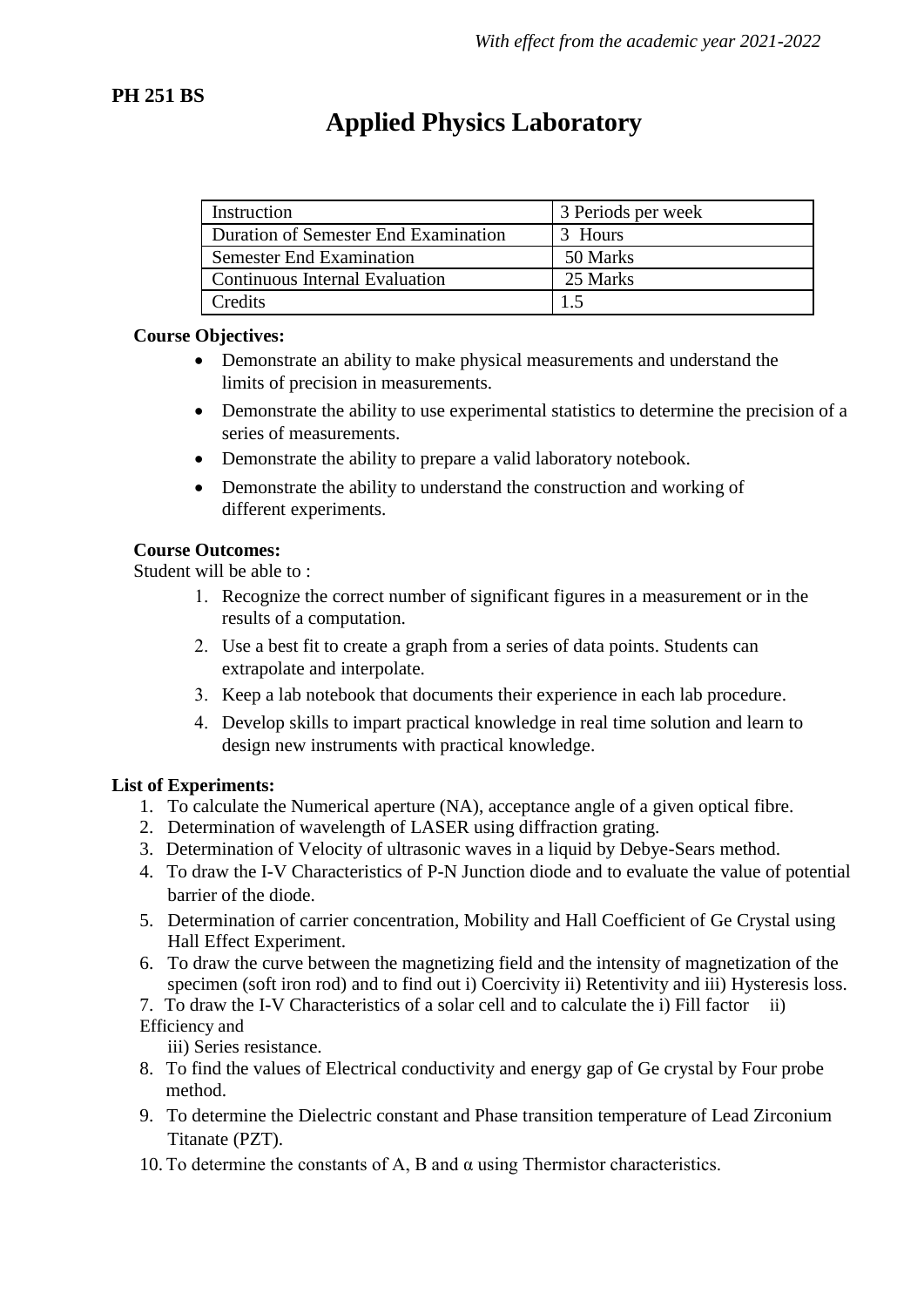*With effect from the academic year 2021-2022*

**PH 251 BS**

# Applied Physics Laboratory

| Instruction | 3 Periods per week |
|---|---|
| Duration of Semester End Examination | 3 Hours |
| Semester End Examination | 50 Marks |
| Continuous Internal Evaluation | 25 Marks |
| Credits | 1.5 |

**Course Objectives:**

- Demonstrate an ability to make physical measurements and understand the limits of precision in measurements.
- Demonstrate the ability to use experimental statistics to determine the precision of a series of measurements.
- Demonstrate the ability to prepare a valid laboratory notebook.
- Demonstrate the ability to understand the construction and working of different experiments.

**Course Outcomes:**

Student will be able to :

1. Recognize the correct number of significant figures in a measurement or in the results of a computation.
2. Use a best fit to create a graph from a series of data points. Students can extrapolate and interpolate.
3. Keep a lab notebook that documents their experience in each lab procedure.
4. Develop skills to impart practical knowledge in real time solution and learn to design new instruments with practical knowledge.

**List of Experiments:**

1. To calculate the Numerical aperture (NA), acceptance angle of a given optical fibre.
2. Determination of wavelength of LASER using diffraction grating.
3. Determination of Velocity of ultrasonic waves in a liquid by Debye-Sears method.
4. To draw the I-V Characteristics of P-N Junction diode and to evaluate the value of potential barrier of the diode.
5. Determination of carrier concentration, Mobility and Hall Coefficient of Ge Crystal using Hall Effect Experiment.
6. To draw the curve between the magnetizing field and the intensity of magnetization of the specimen (soft iron rod) and to find out i) Coercivity ii) Retentivity and iii) Hysteresis loss.
7. To draw the I-V Characteristics of a solar cell and to calculate the i) Fill factor ii) Efficiency and iii) Series resistance.
8. To find the values of Electrical conductivity and energy gap of Ge crystal by Four probe method.
9. To determine the Dielectric constant and Phase transition temperature of Lead Zirconium Titanate (PZT).
10. To determine the constants of A, B and $\alpha$ using Thermistor characteristics.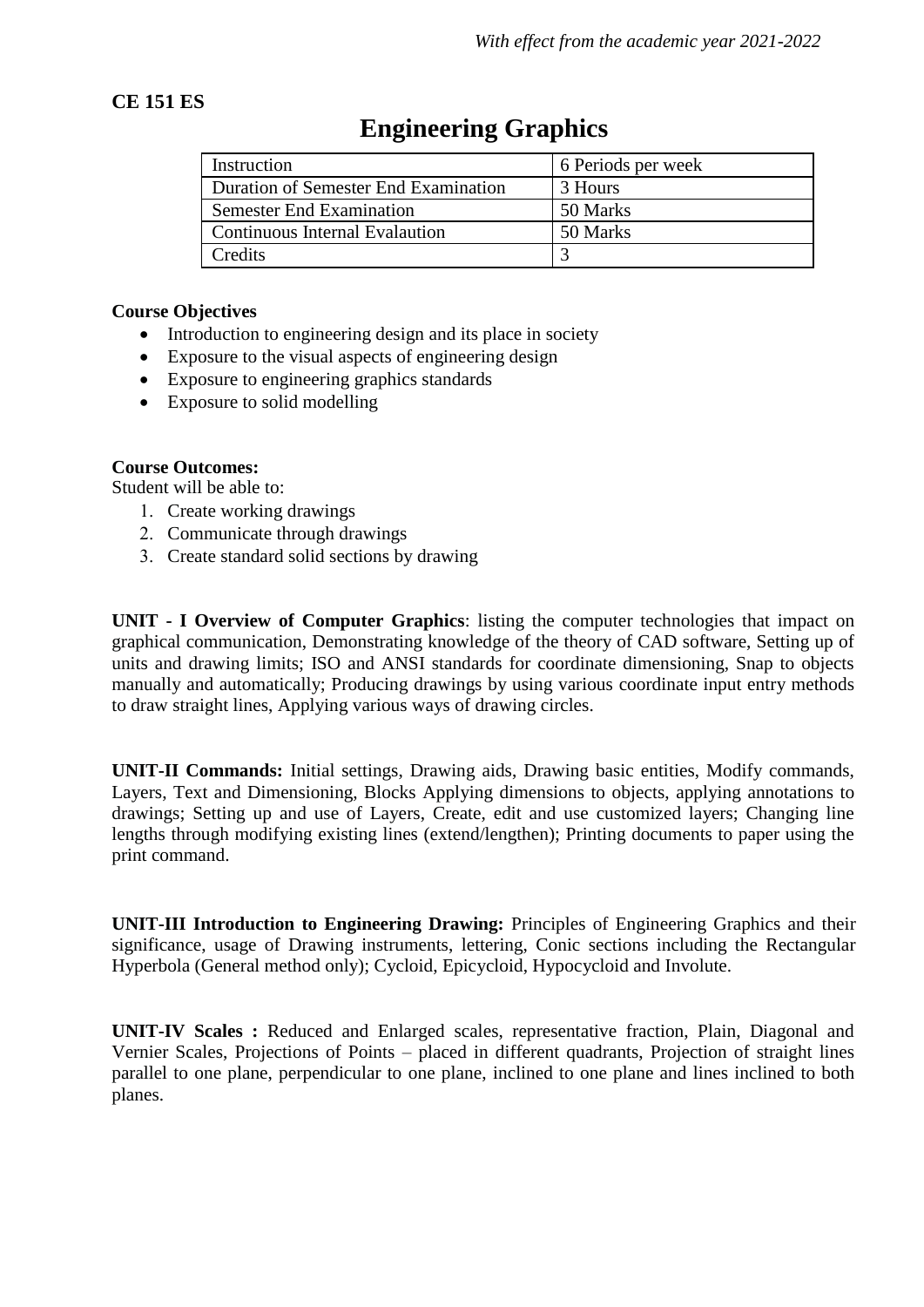*With effect from the academic year 2021-2022*

**CE 151 ES**

# Engineering Graphics

| Instruction | 6 Periods per week |
|---|---|
| Duration of Semester End Examination | 3 Hours |
| Semester End Examination | 50 Marks |
| Continuous Internal Evalaution | 50 Marks |
| Credits | 3 |

**Course Objectives**

- Introduction to engineering design and its place in society
- Exposure to the visual aspects of engineering design
- Exposure to engineering graphics standards
- Exposure to solid modelling

**Course Outcomes:**

Student will be able to:

1. Create working drawings
2. Communicate through drawings
3. Create standard solid sections by drawing

**UNIT - I Overview of Computer Graphics**: listing the computer technologies that impact on graphical communication, Demonstrating knowledge of the theory of CAD software, Setting up of units and drawing limits; ISO and ANSI standards for coordinate dimensioning, Snap to objects manually and automatically; Producing drawings by using various coordinate input entry methods to draw straight lines, Applying various ways of drawing circles.

**UNIT-II Commands:** Initial settings, Drawing aids, Drawing basic entities, Modify commands, Layers, Text and Dimensioning, Blocks Applying dimensions to objects, applying annotations to drawings; Setting up and use of Layers, Create, edit and use customized layers; Changing line lengths through modifying existing lines (extend/lengthen); Printing documents to paper using the print command.

**UNIT-III Introduction to Engineering Drawing:** Principles of Engineering Graphics and their significance, usage of Drawing instruments, lettering, Conic sections including the Rectangular Hyperbola (General method only); Cycloid, Epicycloid, Hypocycloid and Involute.

**UNIT-IV Scales :** Reduced and Enlarged scales, representative fraction, Plain, Diagonal and Vernier Scales, Projections of Points – placed in different quadrants, Projection of straight lines parallel to one plane, perpendicular to one plane, inclined to one plane and lines inclined to both planes.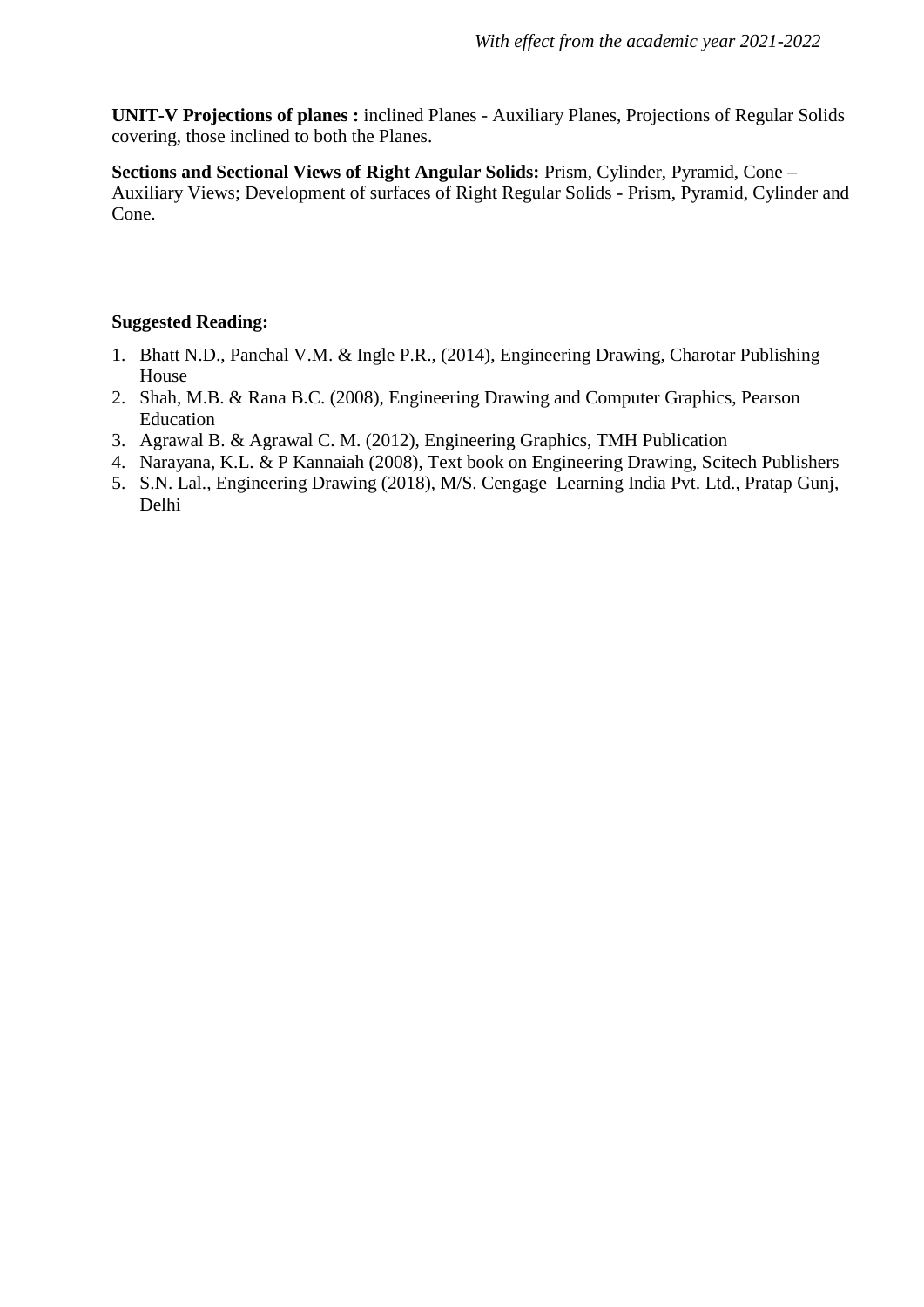**UNIT-V Projections of planes :** inclined Planes - Auxiliary Planes, Projections of Regular Solids covering, those inclined to both the Planes.

**Sections and Sectional Views of Right Angular Solids:** Prism, Cylinder, Pyramid, Cone – Auxiliary Views; Development of surfaces of Right Regular Solids - Prism, Pyramid, Cylinder and Cone.

**Suggested Reading:**

1. Bhatt N.D., Panchal V.M. & Ingle P.R., (2014), Engineering Drawing, Charotar Publishing House
2. Shah, M.B. & Rana B.C. (2008), Engineering Drawing and Computer Graphics, Pearson Education
3. Agrawal B. & Agrawal C. M. (2012), Engineering Graphics, TMH Publication
4. Narayana, K.L. & P Kannaiah (2008), Text book on Engineering Drawing, Scitech Publishers
5. S.N. Lal., Engineering Drawing (2018), M/S. Cengage Learning India Pvt. Ltd., Pratap Gunj, Delhi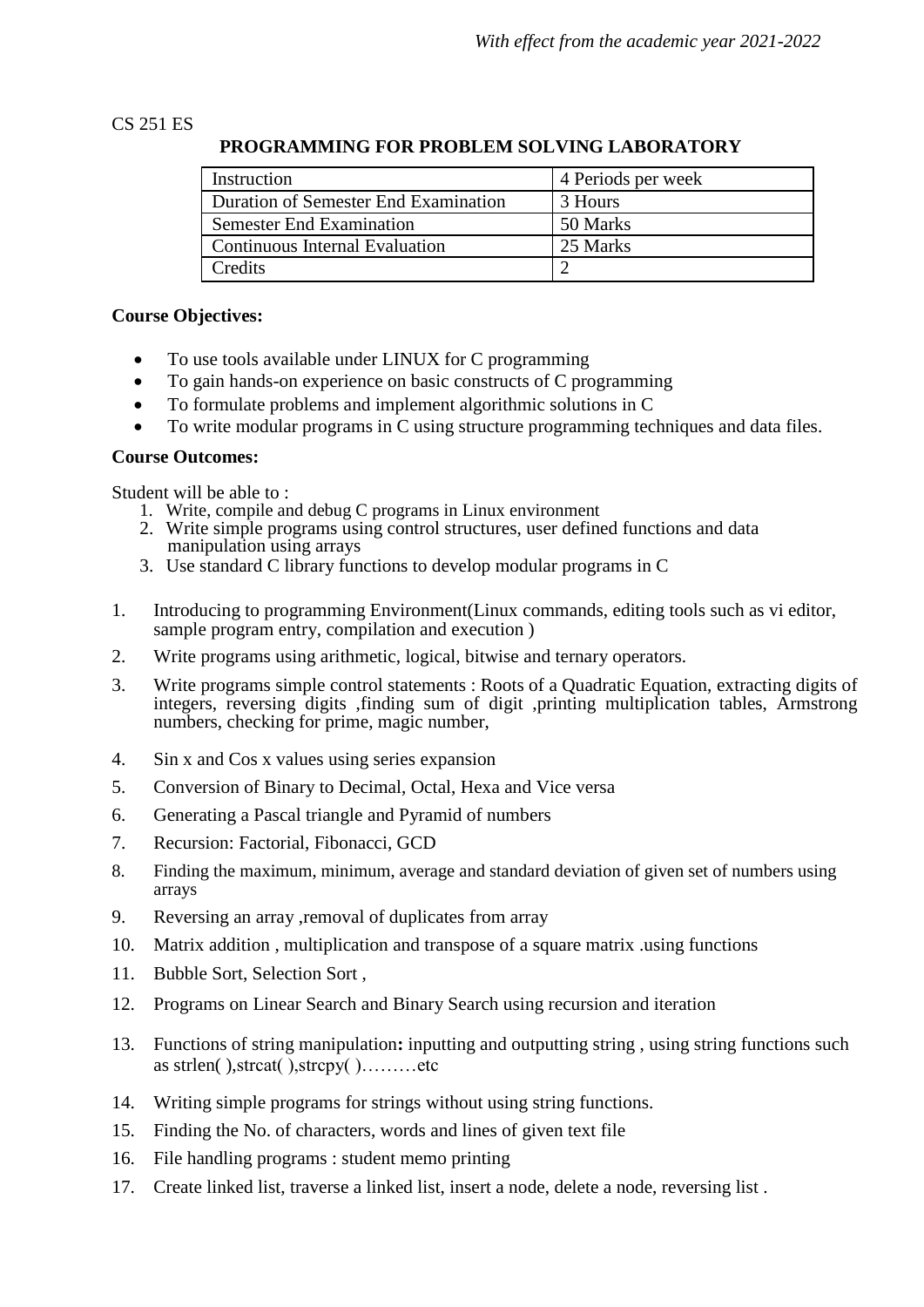*With effect from the academic year 2021-2022*

CS 251 ES

## PROGRAMMING FOR PROBLEM SOLVING LABORATORY

| Instruction | 4 Periods per week |
|---|---|
| Duration of Semester End Examination | 3 Hours |
| Semester End Examination | 50 Marks |
| Continuous Internal Evaluation | 25 Marks |
| Credits | 2 |

**Course Objectives:**

- To use tools available under LINUX for C programming
- To gain hands-on experience on basic constructs of C programming
- To formulate problems and implement algorithmic solutions in C
- To write modular programs in C using structure programming techniques and data files.

**Course Outcomes:**

Student will be able to :

1. Write, compile and debug C programs in Linux environment
2. Write simple programs using control structures, user defined functions and data manipulation using arrays
3. Use standard C library functions to develop modular programs in C

1. Introducing to programming Environment(Linux commands, editing tools such as vi editor, sample program entry, compilation and execution )
2. Write programs using arithmetic, logical, bitwise and ternary operators.
3. Write programs simple control statements : Roots of a Quadratic Equation, extracting digits of integers, reversing digits ,finding sum of digit ,printing multiplication tables, Armstrong numbers, checking for prime, magic number,
4. Sin x and Cos x values using series expansion
5. Conversion of Binary to Decimal, Octal, Hexa and Vice versa
6. Generating a Pascal triangle and Pyramid of numbers
7. Recursion: Factorial, Fibonacci, GCD
8. Finding the maximum, minimum, average and standard deviation of given set of numbers using arrays
9. Reversing an array ,removal of duplicates from array
10. Matrix addition , multiplication and transpose of a square matrix .using functions
11. Bubble Sort, Selection Sort ,
12. Programs on Linear Search and Binary Search using recursion and iteration
13. Functions of string manipulation**:** inputting and outputting string , using string functions such as strlen( ),strcat( ),strcpy( )………etc
14. Writing simple programs for strings without using string functions.
15. Finding the No. of characters, words and lines of given text file
16. File handling programs : student memo printing
17. Create linked list, traverse a linked list, insert a node, delete a node, reversing list .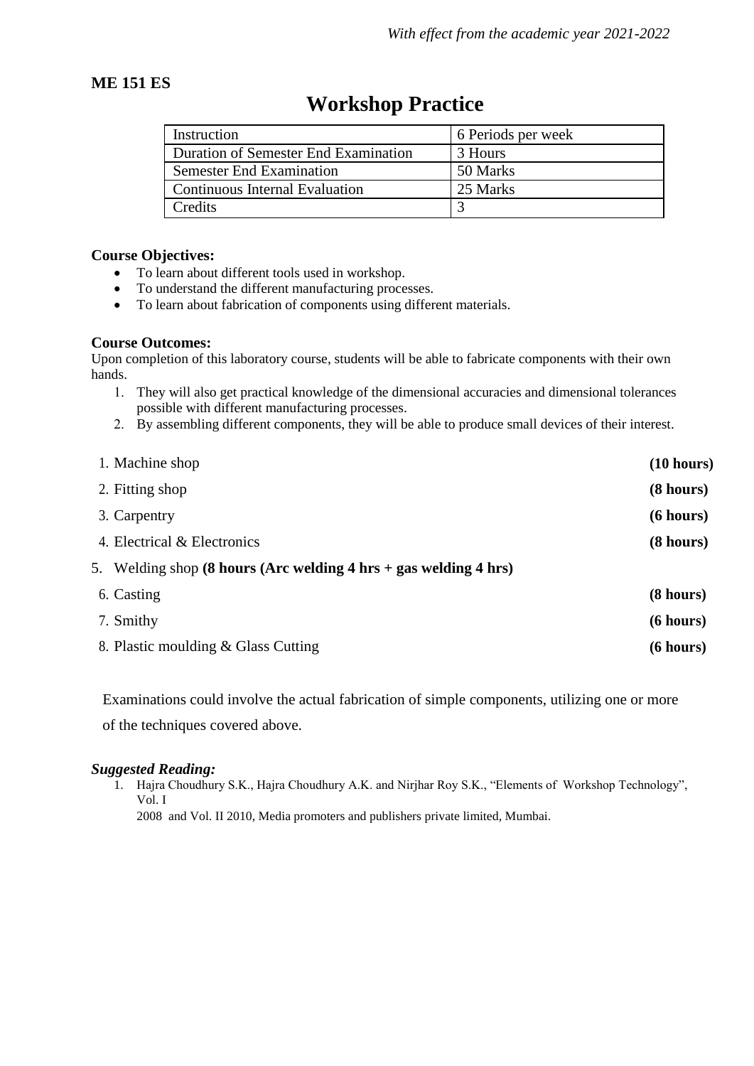*With effect from the academic year 2021-2022*

**ME 151 ES**

# Workshop Practice

| | |
|---|---|
| Instruction | 6 Periods per week |
| Duration of Semester End Examination | 3 Hours |
| Semester End Examination | 50 Marks |
| Continuous Internal Evaluation | 25 Marks |
| Credits | 3 |

**Course Objectives:**

- To learn about different tools used in workshop.
- To understand the different manufacturing processes.
- To learn about fabrication of components using different materials.

**Course Outcomes:**

Upon completion of this laboratory course, students will be able to fabricate components with their own hands.

1. They will also get practical knowledge of the dimensional accuracies and dimensional tolerances possible with different manufacturing processes.
2. By assembling different components, they will be able to produce small devices of their interest.

1. Machine shop **(10 hours)**
2. Fitting shop **(8 hours)**
3. Carpentry **(6 hours)**
4. Electrical & Electronics **(8 hours)**
5. Welding shop **(8 hours (Arc welding 4 hrs + gas welding 4 hrs)**
6. Casting **(8 hours)**
7. Smithy **(6 hours)**
8. Plastic moulding & Glass Cutting **(6 hours)**

Examinations could involve the actual fabrication of simple components, utilizing one or more of the techniques covered above.

***Suggested Reading:***

1. Hajra Choudhury S.K., Hajra Choudhury A.K. and Nirjhar Roy S.K., "Elements of Workshop Technology", Vol. I 2008 and Vol. II 2010, Media promoters and publishers private limited, Mumbai.